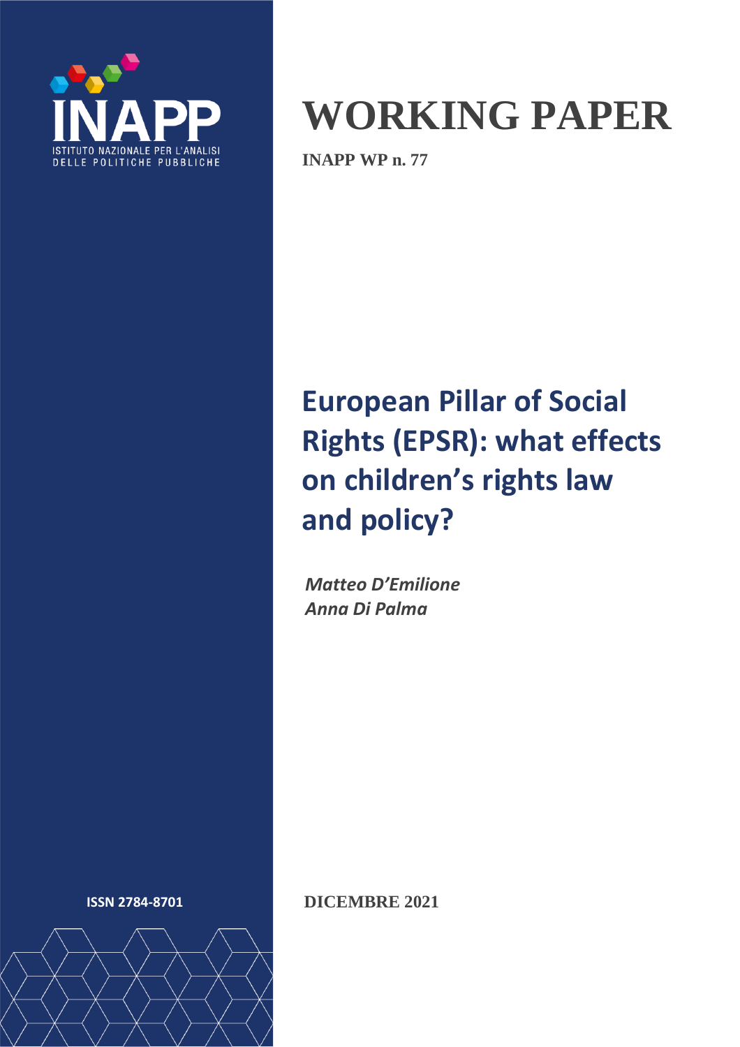INAPP

ISTITUTO NAZIONALE PER L'ANALISI DELLE POLITICHE PUBBLICHE

# WORKING PAPER

**INAPP WP n. 77**

## European Pillar of Social Rights (EPSR): what effects on children's rights law and policy?

*Matteo D'Emilione*
*Anna Di Palma*

**ISSN 2784-8701**

**DICEMBRE 2021**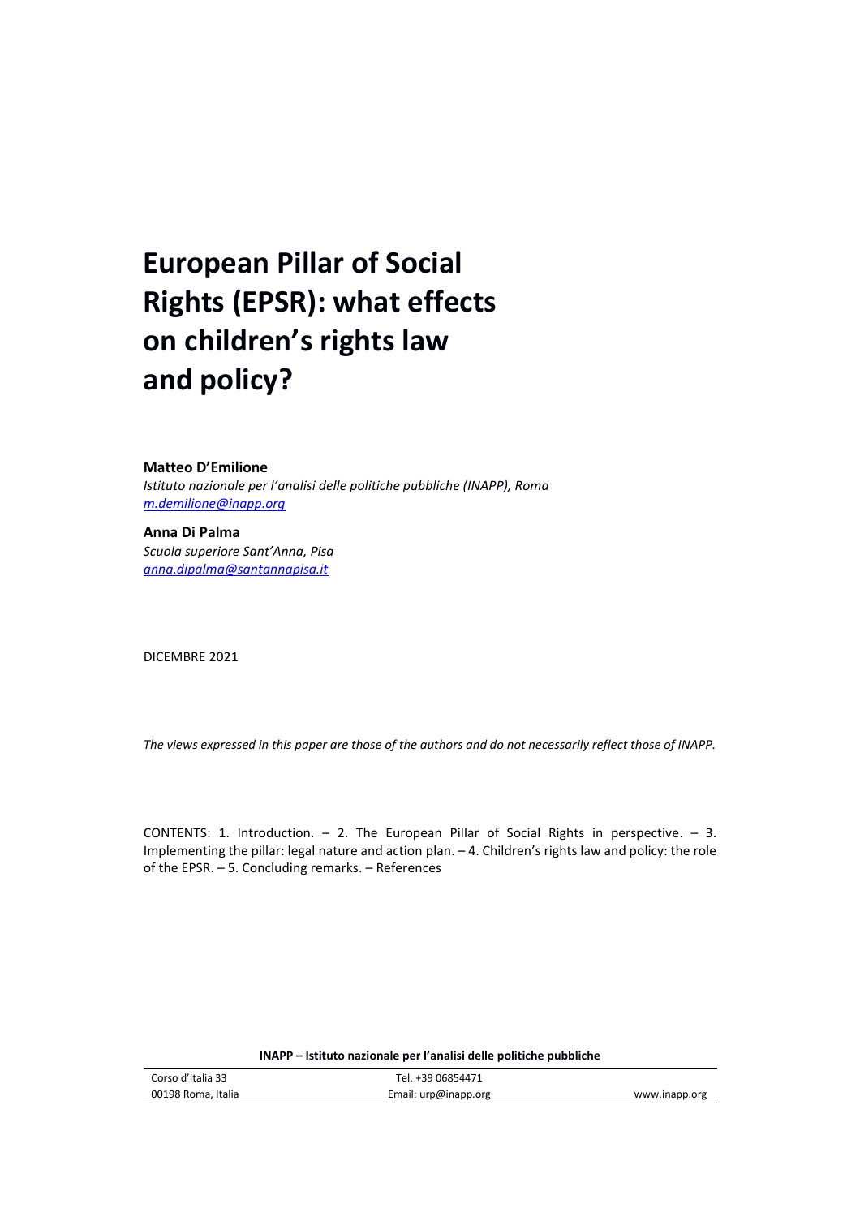# European Pillar of Social Rights (EPSR): what effects on children's rights law and policy?

**Matteo D'Emilione**

*Istituto nazionale per l'analisi delle politiche pubbliche (INAPP), Roma*
*m.demilione@inapp.org*

**Anna Di Palma**

*Scuola superiore Sant'Anna, Pisa*
*anna.dipalma@santannapisa.it*

DICEMBRE 2021

*The views expressed in this paper are those of the authors and do not necessarily reflect those of INAPP.*

CONTENTS: 1. Introduction. – 2. The European Pillar of Social Rights in perspective. – 3. Implementing the pillar: legal nature and action plan. – 4. Children's rights law and policy: the role of the EPSR. – 5. Concluding remarks. – References

**INAPP – Istituto nazionale per l'analisi delle politiche pubbliche**

| | | |
|---|---|---|
| Corso d'Italia 33 | Tel. +39 06854471 | |
| 00198 Roma, Italia | Email: urp@inapp.org | www.inapp.org |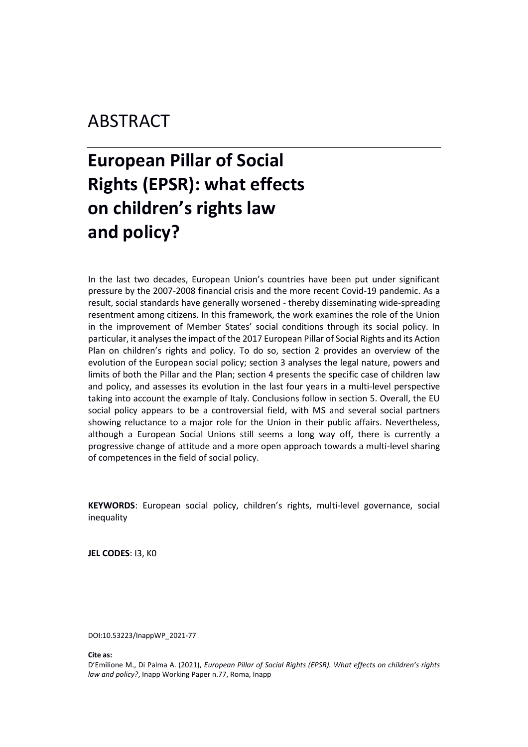# ABSTRACT

## European Pillar of Social Rights (EPSR): what effects on children's rights law and policy?

In the last two decades, European Union's countries have been put under significant pressure by the 2007-2008 financial crisis and the more recent Covid-19 pandemic. As a result, social standards have generally worsened - thereby disseminating wide-spreading resentment among citizens. In this framework, the work examines the role of the Union in the improvement of Member States' social conditions through its social policy. In particular, it analyses the impact of the 2017 European Pillar of Social Rights and its Action Plan on children's rights and policy. To do so, section 2 provides an overview of the evolution of the European social policy; section 3 analyses the legal nature, powers and limits of both the Pillar and the Plan; section 4 presents the specific case of children law and policy, and assesses its evolution in the last four years in a multi-level perspective taking into account the example of Italy. Conclusions follow in section 5. Overall, the EU social policy appears to be a controversial field, with MS and several social partners showing reluctance to a major role for the Union in their public affairs. Nevertheless, although a European Social Unions still seems a long way off, there is currently a progressive change of attitude and a more open approach towards a multi-level sharing of competences in the field of social policy.

**KEYWORDS**: European social policy, children's rights, multi-level governance, social inequality

**JEL CODES**: I3, K0

DOI:10.53223/InappWP_2021-77

**Cite as:**
D'Emilione M., Di Palma A. (2021), *European Pillar of Social Rights (EPSR). What effects on children's rights law and policy?*, Inapp Working Paper n.77, Roma, Inapp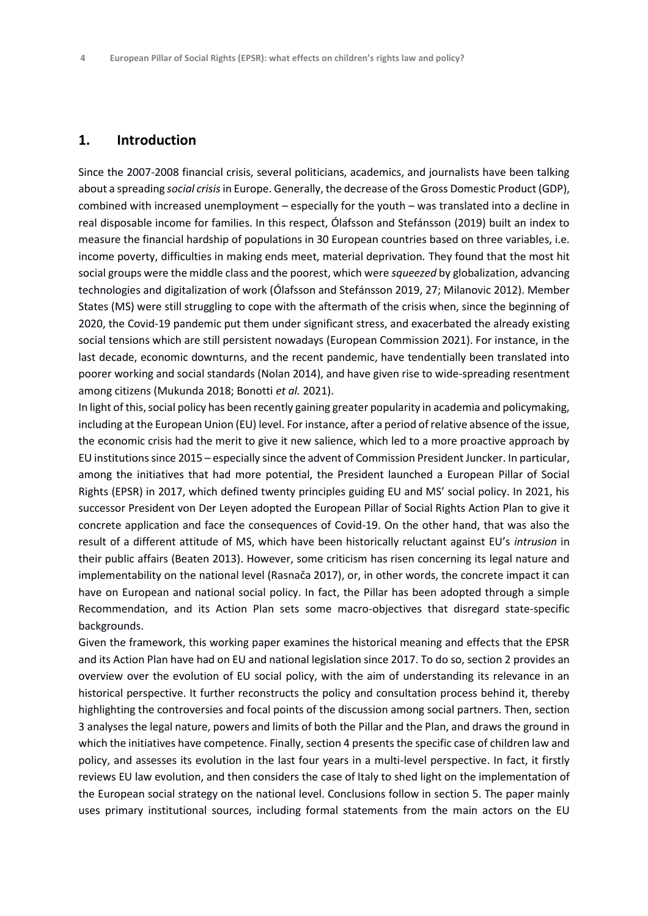## 1. Introduction

Since the 2007-2008 financial crisis, several politicians, academics, and journalists have been talking about a spreading *social crisis* in Europe. Generally, the decrease of the Gross Domestic Product (GDP), combined with increased unemployment – especially for the youth – was translated into a decline in real disposable income for families. In this respect, Ólafsson and Stefánsson (2019) built an index to measure the financial hardship of populations in 30 European countries based on three variables, i.e. income poverty, difficulties in making ends meet, material deprivation. They found that the most hit social groups were the middle class and the poorest, which were *squeezed* by globalization, advancing technologies and digitalization of work (Ólafsson and Stefánsson 2019, 27; Milanovic 2012). Member States (MS) were still struggling to cope with the aftermath of the crisis when, since the beginning of 2020, the Covid-19 pandemic put them under significant stress, and exacerbated the already existing social tensions which are still persistent nowadays (European Commission 2021). For instance, in the last decade, economic downturns, and the recent pandemic, have tendentially been translated into poorer working and social standards (Nolan 2014), and have given rise to wide-spreading resentment among citizens (Mukunda 2018; Bonotti *et al.* 2021).

In light of this, social policy has been recently gaining greater popularity in academia and policymaking, including at the European Union (EU) level. For instance, after a period of relative absence of the issue, the economic crisis had the merit to give it new salience, which led to a more proactive approach by EU institutions since 2015 – especially since the advent of Commission President Juncker. In particular, among the initiatives that had more potential, the President launched a European Pillar of Social Rights (EPSR) in 2017, which defined twenty principles guiding EU and MS' social policy. In 2021, his successor President von Der Leyen adopted the European Pillar of Social Rights Action Plan to give it concrete application and face the consequences of Covid-19. On the other hand, that was also the result of a different attitude of MS, which have been historically reluctant against EU's *intrusion* in their public affairs (Beaten 2013). However, some criticism has risen concerning its legal nature and implementability on the national level (Rasnača 2017), or, in other words, the concrete impact it can have on European and national social policy. In fact, the Pillar has been adopted through a simple Recommendation, and its Action Plan sets some macro-objectives that disregard state-specific backgrounds.

Given the framework, this working paper examines the historical meaning and effects that the EPSR and its Action Plan have had on EU and national legislation since 2017. To do so, section 2 provides an overview over the evolution of EU social policy, with the aim of understanding its relevance in an historical perspective. It further reconstructs the policy and consultation process behind it, thereby highlighting the controversies and focal points of the discussion among social partners. Then, section 3 analyses the legal nature, powers and limits of both the Pillar and the Plan, and draws the ground in which the initiatives have competence. Finally, section 4 presents the specific case of children law and policy, and assesses its evolution in the last four years in a multi-level perspective. In fact, it firstly reviews EU law evolution, and then considers the case of Italy to shed light on the implementation of the European social strategy on the national level. Conclusions follow in section 5. The paper mainly uses primary institutional sources, including formal statements from the main actors on the EU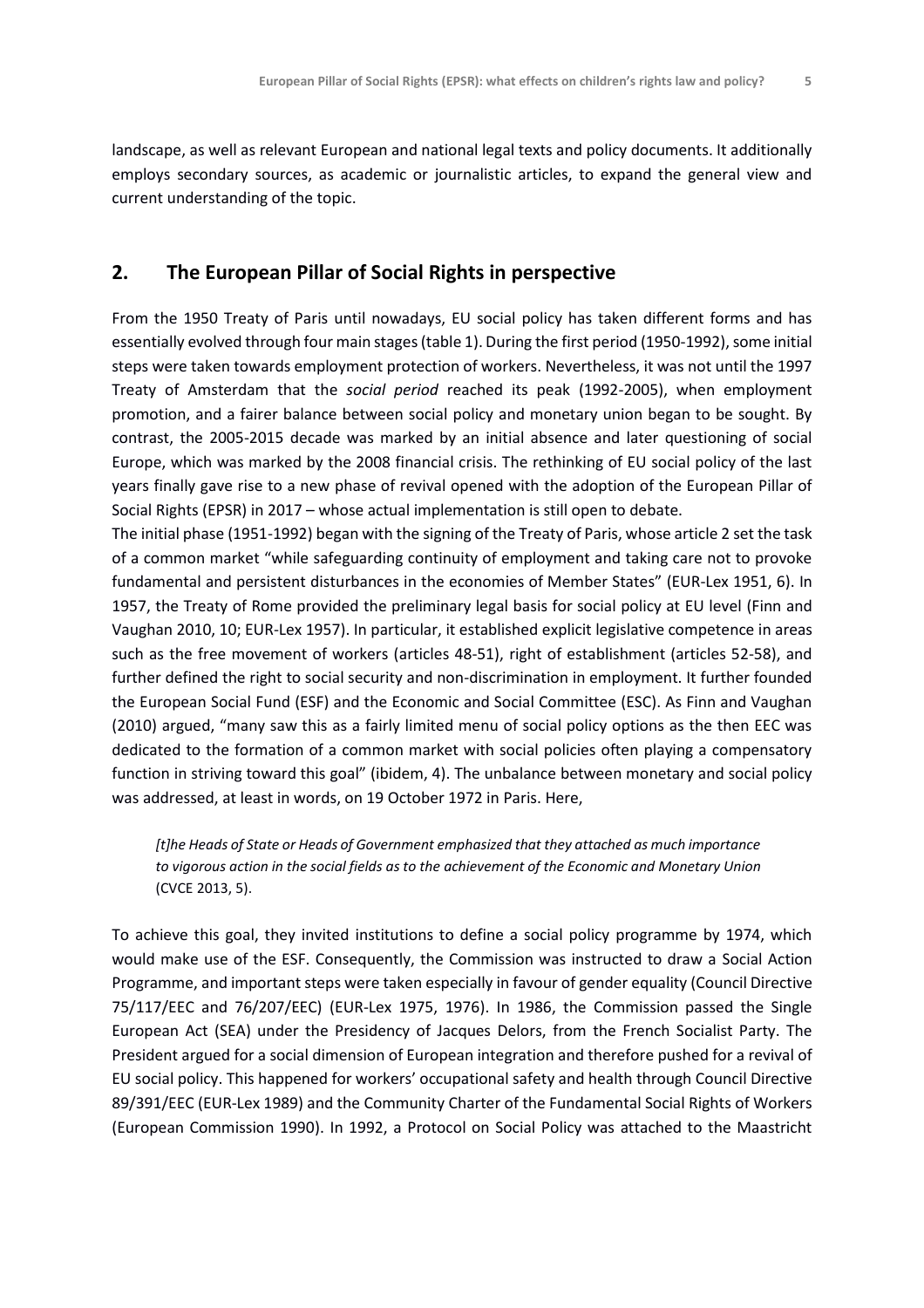landscape, as well as relevant European and national legal texts and policy documents. It additionally employs secondary sources, as academic or journalistic articles, to expand the general view and current understanding of the topic.

## 2. The European Pillar of Social Rights in perspective

From the 1950 Treaty of Paris until nowadays, EU social policy has taken different forms and has essentially evolved through four main stages (table 1). During the first period (1950-1992), some initial steps were taken towards employment protection of workers. Nevertheless, it was not until the 1997 Treaty of Amsterdam that the *social period* reached its peak (1992-2005), when employment promotion, and a fairer balance between social policy and monetary union began to be sought. By contrast, the 2005-2015 decade was marked by an initial absence and later questioning of social Europe, which was marked by the 2008 financial crisis. The rethinking of EU social policy of the last years finally gave rise to a new phase of revival opened with the adoption of the European Pillar of Social Rights (EPSR) in 2017 – whose actual implementation is still open to debate.

The initial phase (1951-1992) began with the signing of the Treaty of Paris, whose article 2 set the task of a common market "while safeguarding continuity of employment and taking care not to provoke fundamental and persistent disturbances in the economies of Member States" (EUR-Lex 1951, 6). In 1957, the Treaty of Rome provided the preliminary legal basis for social policy at EU level (Finn and Vaughan 2010, 10; EUR-Lex 1957). In particular, it established explicit legislative competence in areas such as the free movement of workers (articles 48-51), right of establishment (articles 52-58), and further defined the right to social security and non-discrimination in employment. It further founded the European Social Fund (ESF) and the Economic and Social Committee (ESC). As Finn and Vaughan (2010) argued, "many saw this as a fairly limited menu of social policy options as the then EEC was dedicated to the formation of a common market with social policies often playing a compensatory function in striving toward this goal" (ibidem, 4). The unbalance between monetary and social policy was addressed, at least in words, on 19 October 1972 in Paris. Here,

> *[t]he Heads of State or Heads of Government emphasized that they attached as much importance to vigorous action in the social fields as to the achievement of the Economic and Monetary Union* (CVCE 2013, 5).

To achieve this goal, they invited institutions to define a social policy programme by 1974, which would make use of the ESF. Consequently, the Commission was instructed to draw a Social Action Programme, and important steps were taken especially in favour of gender equality (Council Directive 75/117/EEC and 76/207/EEC) (EUR-Lex 1975, 1976). In 1986, the Commission passed the Single European Act (SEA) under the Presidency of Jacques Delors, from the French Socialist Party. The President argued for a social dimension of European integration and therefore pushed for a revival of EU social policy. This happened for workers' occupational safety and health through Council Directive 89/391/EEC (EUR-Lex 1989) and the Community Charter of the Fundamental Social Rights of Workers (European Commission 1990). In 1992, a Protocol on Social Policy was attached to the Maastricht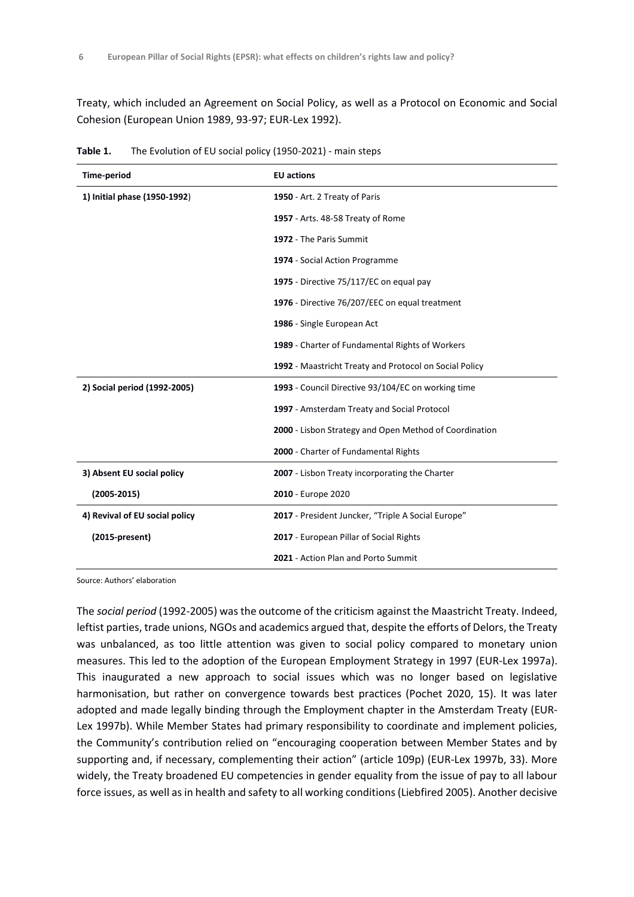Treaty, which included an Agreement on Social Policy, as well as a Protocol on Economic and Social Cohesion (European Union 1989, 93-97; EUR-Lex 1992).

**Table 1.** The Evolution of EU social policy (1950-2021) - main steps

| Time-period | EU actions |
|---|---|
| **1) Initial phase (1950-1992)** | **1950** - Art. 2 Treaty of Paris |
| | **1957** - Arts. 48-58 Treaty of Rome |
| | **1972** - The Paris Summit |
| | **1974** - Social Action Programme |
| | **1975** - Directive 75/117/EC on equal pay |
| | **1976** - Directive 76/207/EEC on equal treatment |
| | **1986** - Single European Act |
| | **1989** - Charter of Fundamental Rights of Workers |
| | **1992** - Maastricht Treaty and Protocol on Social Policy |
| **2) Social period (1992-2005)** | **1993** - Council Directive 93/104/EC on working time |
| | **1997** - Amsterdam Treaty and Social Protocol |
| | **2000** - Lisbon Strategy and Open Method of Coordination |
| | **2000** - Charter of Fundamental Rights |
| **3) Absent EU social policy (2005-2015)** | **2007** - Lisbon Treaty incorporating the Charter |
| | **2010** - Europe 2020 |
| **4) Revival of EU social policy (2015-present)** | **2017** - President Juncker, "Triple A Social Europe" |
| | **2017** - European Pillar of Social Rights |
| | **2021** - Action Plan and Porto Summit |

Source: Authors' elaboration

The *social period* (1992-2005) was the outcome of the criticism against the Maastricht Treaty. Indeed, leftist parties, trade unions, NGOs and academics argued that, despite the efforts of Delors, the Treaty was unbalanced, as too little attention was given to social policy compared to monetary union measures. This led to the adoption of the European Employment Strategy in 1997 (EUR-Lex 1997a). This inaugurated a new approach to social issues which was no longer based on legislative harmonisation, but rather on convergence towards best practices (Pochet 2020, 15). It was later adopted and made legally binding through the Employment chapter in the Amsterdam Treaty (EUR-Lex 1997b). While Member States had primary responsibility to coordinate and implement policies, the Community's contribution relied on "encouraging cooperation between Member States and by supporting and, if necessary, complementing their action" (article 109p) (EUR-Lex 1997b, 33). More widely, the Treaty broadened EU competencies in gender equality from the issue of pay to all labour force issues, as well as in health and safety to all working conditions (Liebfired 2005). Another decisive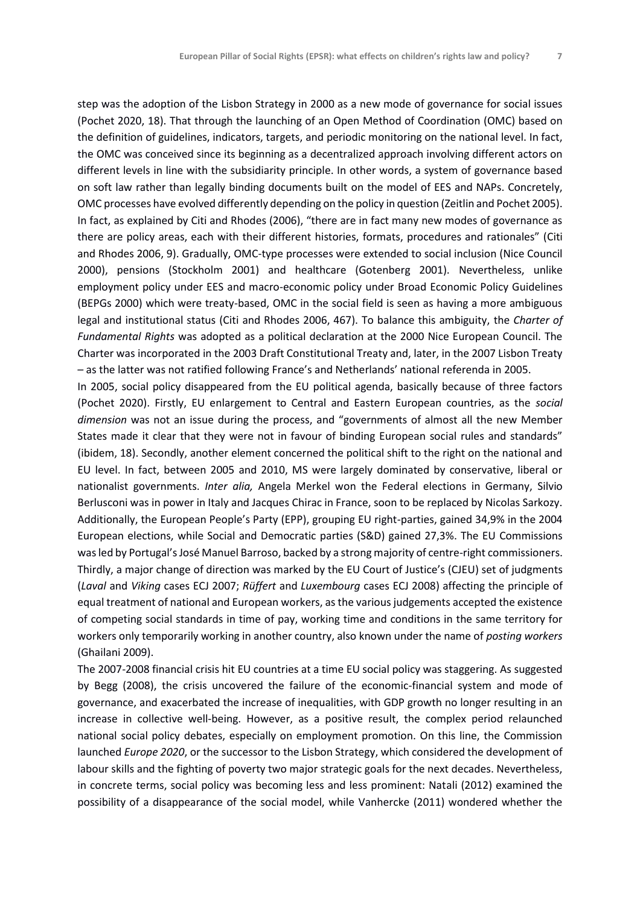step was the adoption of the Lisbon Strategy in 2000 as a new mode of governance for social issues (Pochet 2020, 18). That through the launching of an Open Method of Coordination (OMC) based on the definition of guidelines, indicators, targets, and periodic monitoring on the national level. In fact, the OMC was conceived since its beginning as a decentralized approach involving different actors on different levels in line with the subsidiarity principle. In other words, a system of governance based on soft law rather than legally binding documents built on the model of EES and NAPs. Concretely, OMC processes have evolved differently depending on the policy in question (Zeitlin and Pochet 2005). In fact, as explained by Citi and Rhodes (2006), "there are in fact many new modes of governance as there are policy areas, each with their different histories, formats, procedures and rationales" (Citi and Rhodes 2006, 9). Gradually, OMC-type processes were extended to social inclusion (Nice Council 2000), pensions (Stockholm 2001) and healthcare (Gotenberg 2001). Nevertheless, unlike employment policy under EES and macro-economic policy under Broad Economic Policy Guidelines (BEPGs 2000) which were treaty-based, OMC in the social field is seen as having a more ambiguous legal and institutional status (Citi and Rhodes 2006, 467). To balance this ambiguity, the *Charter of Fundamental Rights* was adopted as a political declaration at the 2000 Nice European Council. The Charter was incorporated in the 2003 Draft Constitutional Treaty and, later, in the 2007 Lisbon Treaty – as the latter was not ratified following France's and Netherlands' national referenda in 2005.

In 2005, social policy disappeared from the EU political agenda, basically because of three factors (Pochet 2020). Firstly, EU enlargement to Central and Eastern European countries, as the *social dimension* was not an issue during the process, and "governments of almost all the new Member States made it clear that they were not in favour of binding European social rules and standards" (ibidem, 18). Secondly, another element concerned the political shift to the right on the national and EU level. In fact, between 2005 and 2010, MS were largely dominated by conservative, liberal or nationalist governments. *Inter alia,* Angela Merkel won the Federal elections in Germany, Silvio Berlusconi was in power in Italy and Jacques Chirac in France, soon to be replaced by Nicolas Sarkozy. Additionally, the European People's Party (EPP), grouping EU right-parties, gained 34,9% in the 2004 European elections, while Social and Democratic parties (S&D) gained 27,3%. The EU Commissions was led by Portugal's José Manuel Barroso, backed by a strong majority of centre-right commissioners. Thirdly, a major change of direction was marked by the EU Court of Justice's (CJEU) set of judgments (*Laval* and *Viking* cases ECJ 2007; *Rüffert* and *Luxembourg* cases ECJ 2008) affecting the principle of equal treatment of national and European workers, as the various judgements accepted the existence of competing social standards in time of pay, working time and conditions in the same territory for workers only temporarily working in another country, also known under the name of *posting workers* (Ghailani 2009).

The 2007-2008 financial crisis hit EU countries at a time EU social policy was staggering. As suggested by Begg (2008), the crisis uncovered the failure of the economic-financial system and mode of governance, and exacerbated the increase of inequalities, with GDP growth no longer resulting in an increase in collective well-being. However, as a positive result, the complex period relaunched national social policy debates, especially on employment promotion. On this line, the Commission launched *Europe 2020*, or the successor to the Lisbon Strategy, which considered the development of labour skills and the fighting of poverty two major strategic goals for the next decades. Nevertheless, in concrete terms, social policy was becoming less and less prominent: Natali (2012) examined the possibility of a disappearance of the social model, while Vanhercke (2011) wondered whether the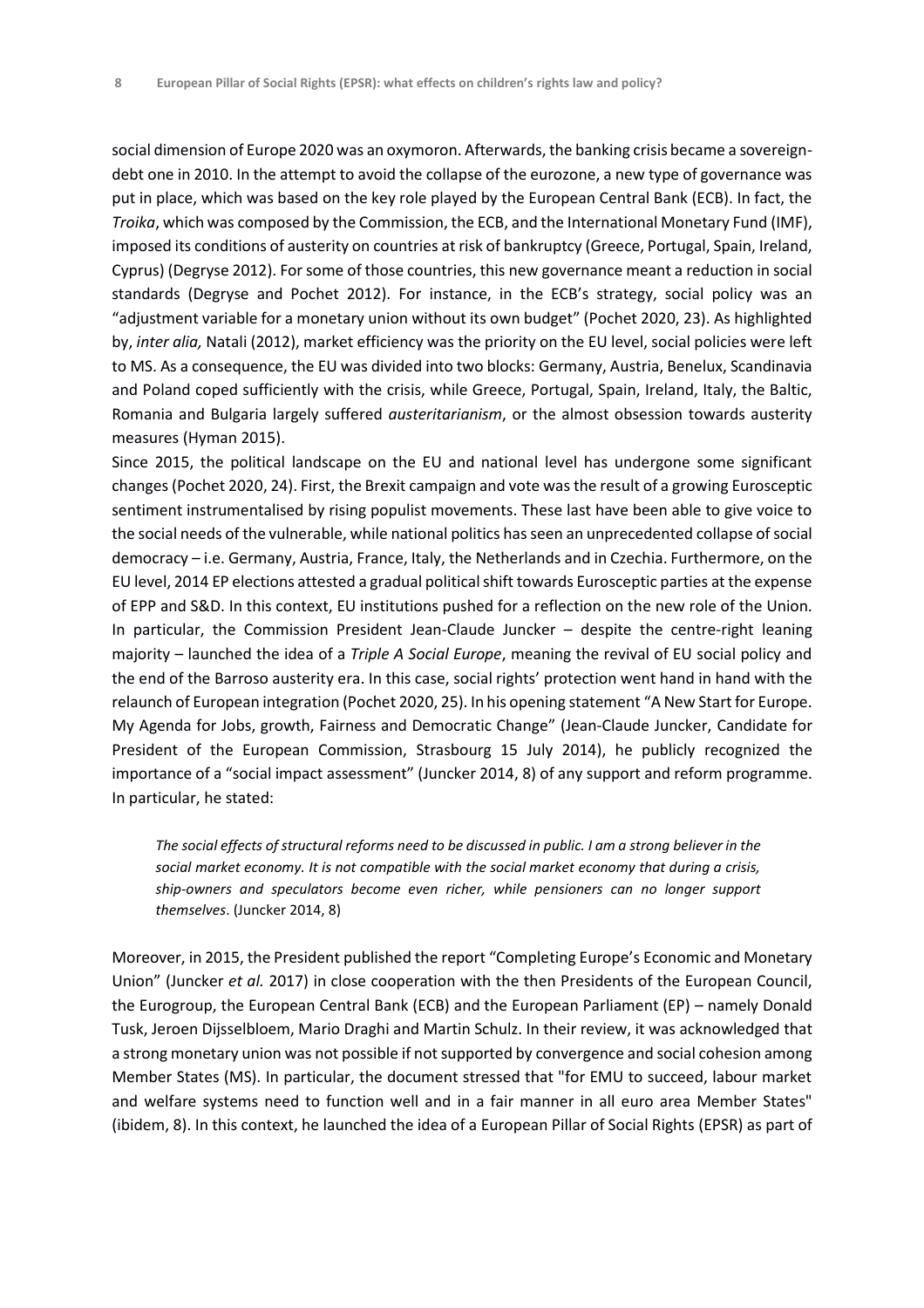social dimension of Europe 2020 was an oxymoron. Afterwards, the banking crisis became a sovereign-debt one in 2010. In the attempt to avoid the collapse of the eurozone, a new type of governance was put in place, which was based on the key role played by the European Central Bank (ECB). In fact, the *Troika*, which was composed by the Commission, the ECB, and the International Monetary Fund (IMF), imposed its conditions of austerity on countries at risk of bankruptcy (Greece, Portugal, Spain, Ireland, Cyprus) (Degryse 2012). For some of those countries, this new governance meant a reduction in social standards (Degryse and Pochet 2012). For instance, in the ECB's strategy, social policy was an "adjustment variable for a monetary union without its own budget" (Pochet 2020, 23). As highlighted by, *inter alia,* Natali (2012), market efficiency was the priority on the EU level, social policies were left to MS. As a consequence, the EU was divided into two blocks: Germany, Austria, Benelux, Scandinavia and Poland coped sufficiently with the crisis, while Greece, Portugal, Spain, Ireland, Italy, the Baltic, Romania and Bulgaria largely suffered *austeritarianism*, or the almost obsession towards austerity measures (Hyman 2015).

Since 2015, the political landscape on the EU and national level has undergone some significant changes (Pochet 2020, 24). First, the Brexit campaign and vote was the result of a growing Eurosceptic sentiment instrumentalised by rising populist movements. These last have been able to give voice to the social needs of the vulnerable, while national politics has seen an unprecedented collapse of social democracy – i.e. Germany, Austria, France, Italy, the Netherlands and in Czechia. Furthermore, on the EU level, 2014 EP elections attested a gradual political shift towards Eurosceptic parties at the expense of EPP and S&D. In this context, EU institutions pushed for a reflection on the new role of the Union. In particular, the Commission President Jean-Claude Juncker – despite the centre-right leaning majority – launched the idea of a *Triple A Social Europe*, meaning the revival of EU social policy and the end of the Barroso austerity era. In this case, social rights' protection went hand in hand with the relaunch of European integration (Pochet 2020, 25). In his opening statement "A New Start for Europe. My Agenda for Jobs, growth, Fairness and Democratic Change" (Jean-Claude Juncker, Candidate for President of the European Commission, Strasbourg 15 July 2014), he publicly recognized the importance of a "social impact assessment" (Juncker 2014, 8) of any support and reform programme. In particular, he stated:

> *The social effects of structural reforms need to be discussed in public. I am a strong believer in the social market economy. It is not compatible with the social market economy that during a crisis, ship-owners and speculators become even richer, while pensioners can no longer support themselves*. (Juncker 2014, 8)

Moreover, in 2015, the President published the report "Completing Europe's Economic and Monetary Union" (Juncker *et al.* 2017) in close cooperation with the then Presidents of the European Council, the Eurogroup, the European Central Bank (ECB) and the European Parliament (EP) – namely Donald Tusk, Jeroen Dijsselbloem, Mario Draghi and Martin Schulz. In their review, it was acknowledged that a strong monetary union was not possible if not supported by convergence and social cohesion among Member States (MS). In particular, the document stressed that "for EMU to succeed, labour market and welfare systems need to function well and in a fair manner in all euro area Member States" (ibidem, 8). In this context, he launched the idea of a European Pillar of Social Rights (EPSR) as part of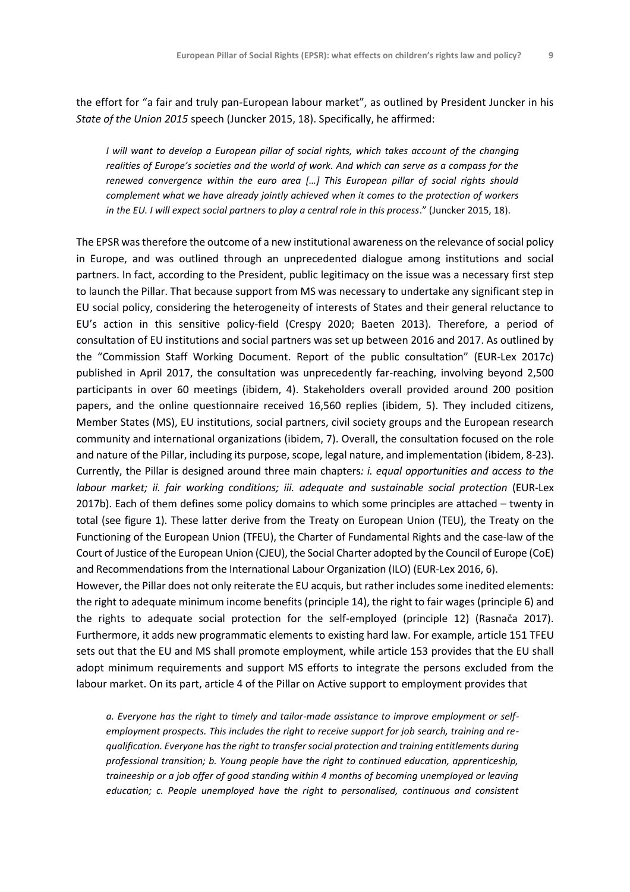the effort for "a fair and truly pan-European labour market", as outlined by President Juncker in his *State of the Union 2015* speech (Juncker 2015, 18). Specifically, he affirmed:

> *I will want to develop a European pillar of social rights, which takes account of the changing realities of Europe's societies and the world of work. And which can serve as a compass for the renewed convergence within the euro area […] This European pillar of social rights should complement what we have already jointly achieved when it comes to the protection of workers in the EU. I will expect social partners to play a central role in this process*." (Juncker 2015, 18).

The EPSR was therefore the outcome of a new institutional awareness on the relevance of social policy in Europe, and was outlined through an unprecedented dialogue among institutions and social partners. In fact, according to the President, public legitimacy on the issue was a necessary first step to launch the Pillar. That because support from MS was necessary to undertake any significant step in EU social policy, considering the heterogeneity of interests of States and their general reluctance to EU's action in this sensitive policy-field (Crespy 2020; Baeten 2013). Therefore, a period of consultation of EU institutions and social partners was set up between 2016 and 2017. As outlined by the "Commission Staff Working Document. Report of the public consultation" (EUR-Lex 2017c) published in April 2017, the consultation was unprecedently far-reaching, involving beyond 2,500 participants in over 60 meetings (ibidem, 4). Stakeholders overall provided around 200 position papers, and the online questionnaire received 16,560 replies (ibidem, 5). They included citizens, Member States (MS), EU institutions, social partners, civil society groups and the European research community and international organizations (ibidem, 7). Overall, the consultation focused on the role and nature of the Pillar, including its purpose, scope, legal nature, and implementation (ibidem, 8-23). Currently, the Pillar is designed around three main chapters*: i. equal opportunities and access to the labour market; ii. fair working conditions; iii. adequate and sustainable social protection* (EUR-Lex 2017b). Each of them defines some policy domains to which some principles are attached – twenty in total (see figure 1). These latter derive from the Treaty on European Union (TEU), the Treaty on the Functioning of the European Union (TFEU), the Charter of Fundamental Rights and the case-law of the Court of Justice of the European Union (CJEU), the Social Charter adopted by the Council of Europe (CoE) and Recommendations from the International Labour Organization (ILO) (EUR-Lex 2016, 6).

However, the Pillar does not only reiterate the EU acquis, but rather includes some inedited elements: the right to adequate minimum income benefits (principle 14), the right to fair wages (principle 6) and the rights to adequate social protection for the self-employed (principle 12) (Rasnača 2017). Furthermore, it adds new programmatic elements to existing hard law. For example, article 151 TFEU sets out that the EU and MS shall promote employment, while article 153 provides that the EU shall adopt minimum requirements and support MS efforts to integrate the persons excluded from the labour market. On its part, article 4 of the Pillar on Active support to employment provides that

> *a. Everyone has the right to timely and tailor-made assistance to improve employment or self-employment prospects. This includes the right to receive support for job search, training and re-qualification. Everyone has the right to transfer social protection and training entitlements during professional transition; b. Young people have the right to continued education, apprenticeship, traineeship or a job offer of good standing within 4 months of becoming unemployed or leaving education; c. People unemployed have the right to personalised, continuous and consistent*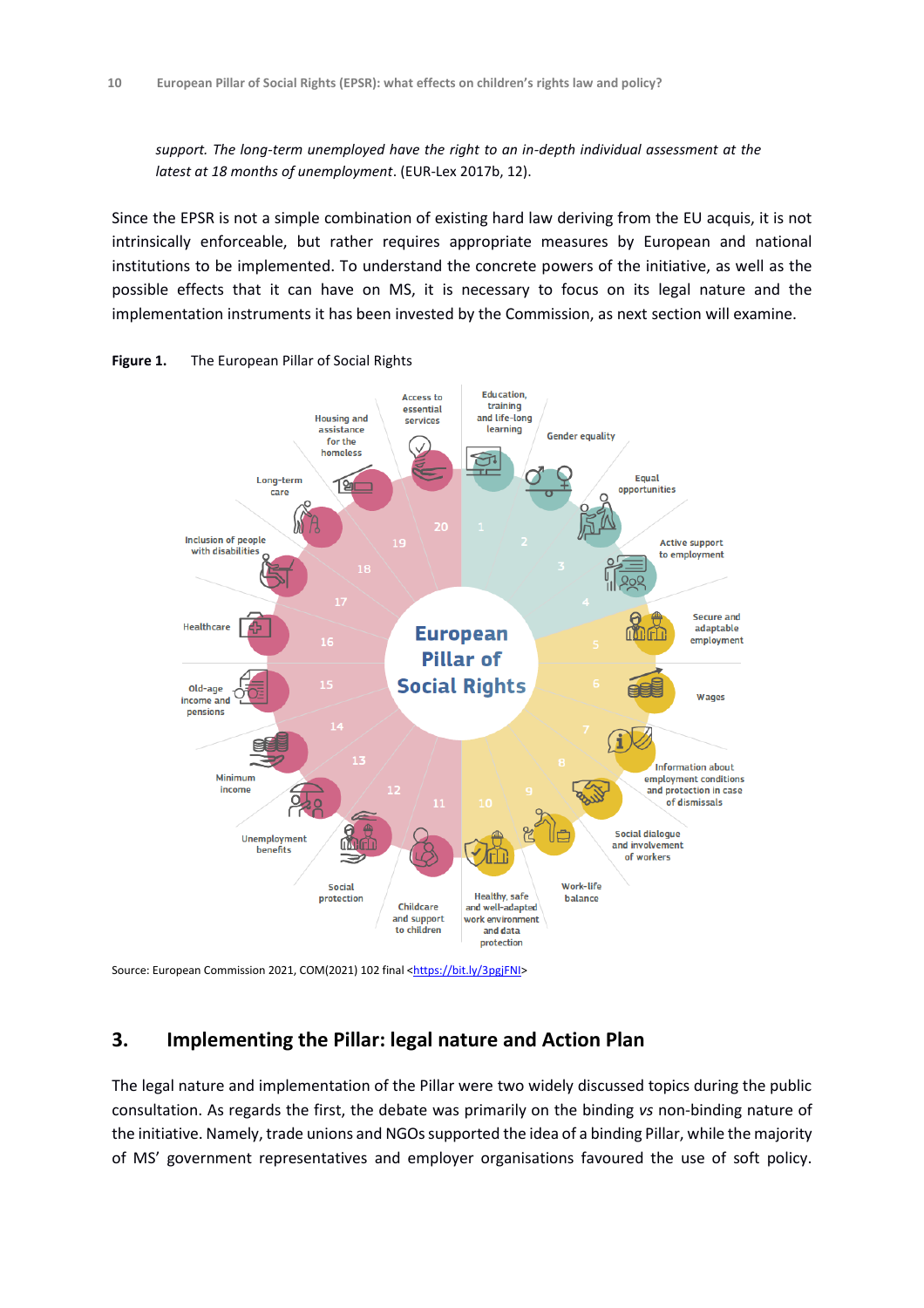*support. The long-term unemployed have the right to an in-depth individual assessment at the latest at 18 months of unemployment*. (EUR-Lex 2017b, 12).

Since the EPSR is not a simple combination of existing hard law deriving from the EU acquis, it is not intrinsically enforceable, but rather requires appropriate measures by European and national institutions to be implemented. To understand the concrete powers of the initiative, as well as the possible effects that it can have on MS, it is necessary to focus on its legal nature and the implementation instruments it has been invested by the Commission, as next section will examine.

**Figure 1.** The European Pillar of Social Rights

Source: European Commission 2021, COM(2021) 102 final <https://bit.ly/3pgjFNI>

## 3. Implementing the Pillar: legal nature and Action Plan

The legal nature and implementation of the Pillar were two widely discussed topics during the public consultation. As regards the first, the debate was primarily on the binding *vs* non-binding nature of the initiative. Namely, trade unions and NGOs supported the idea of a binding Pillar, while the majority of MS' government representatives and employer organisations favoured the use of soft policy.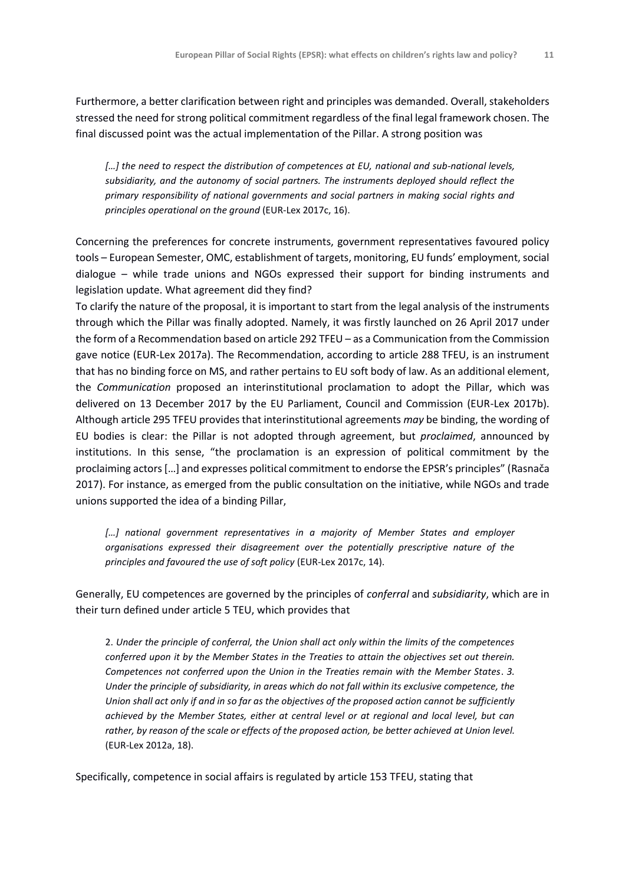Furthermore, a better clarification between right and principles was demanded. Overall, stakeholders stressed the need for strong political commitment regardless of the final legal framework chosen. The final discussed point was the actual implementation of the Pillar. A strong position was

> *[…] the need to respect the distribution of competences at EU, national and sub-national levels, subsidiarity, and the autonomy of social partners. The instruments deployed should reflect the primary responsibility of national governments and social partners in making social rights and principles operational on the ground* (EUR-Lex 2017c, 16).

Concerning the preferences for concrete instruments, government representatives favoured policy tools – European Semester, OMC, establishment of targets, monitoring, EU funds' employment, social dialogue – while trade unions and NGOs expressed their support for binding instruments and legislation update. What agreement did they find?

To clarify the nature of the proposal, it is important to start from the legal analysis of the instruments through which the Pillar was finally adopted. Namely, it was firstly launched on 26 April 2017 under the form of a Recommendation based on article 292 TFEU – as a Communication from the Commission gave notice (EUR-Lex 2017a). The Recommendation, according to article 288 TFEU, is an instrument that has no binding force on MS, and rather pertains to EU soft body of law. As an additional element, the *Communication* proposed an interinstitutional proclamation to adopt the Pillar, which was delivered on 13 December 2017 by the EU Parliament, Council and Commission (EUR-Lex 2017b). Although article 295 TFEU provides that interinstitutional agreements *may* be binding, the wording of EU bodies is clear: the Pillar is not adopted through agreement, but *proclaimed*, announced by institutions. In this sense, "the proclamation is an expression of political commitment by the proclaiming actors […] and expresses political commitment to endorse the EPSR's principles" (Rasnača 2017). For instance, as emerged from the public consultation on the initiative, while NGOs and trade unions supported the idea of a binding Pillar,

> *[…] national government representatives in a majority of Member States and employer organisations expressed their disagreement over the potentially prescriptive nature of the principles and favoured the use of soft policy* (EUR-Lex 2017c, 14).

Generally, EU competences are governed by the principles of *conferral* and *subsidiarity*, which are in their turn defined under article 5 TEU, which provides that

> 2. *Under the principle of conferral, the Union shall act only within the limits of the competences conferred upon it by the Member States in the Treaties to attain the objectives set out therein. Competences not conferred upon the Union in the Treaties remain with the Member States*. *3. Under the principle of subsidiarity, in areas which do not fall within its exclusive competence, the Union shall act only if and in so far as the objectives of the proposed action cannot be sufficiently achieved by the Member States, either at central level or at regional and local level, but can rather, by reason of the scale or effects of the proposed action, be better achieved at Union level.* (EUR-Lex 2012a, 18).

Specifically, competence in social affairs is regulated by article 153 TFEU, stating that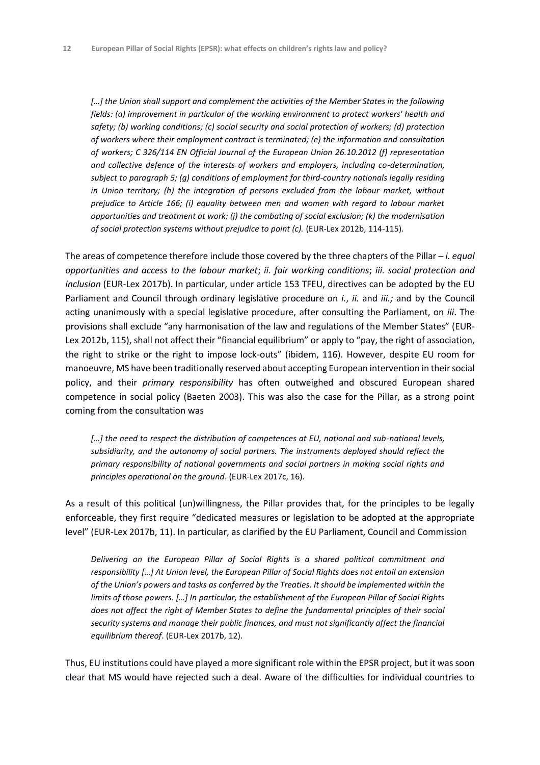*[…] the Union shall support and complement the activities of the Member States in the following fields: (a) improvement in particular of the working environment to protect workers' health and safety; (b) working conditions; (c) social security and social protection of workers; (d) protection of workers where their employment contract is terminated; (e) the information and consultation of workers; C 326/114 EN Official Journal of the European Union 26.10.2012 (f) representation and collective defence of the interests of workers and employers, including co-determination, subject to paragraph 5; (g) conditions of employment for third-country nationals legally residing in Union territory; (h) the integration of persons excluded from the labour market, without prejudice to Article 166; (i) equality between men and women with regard to labour market opportunities and treatment at work; (j) the combating of social exclusion; (k) the modernisation of social protection systems without prejudice to point (c).* (EUR-Lex 2012b, 114-115).

The areas of competence therefore include those covered by the three chapters of the Pillar – *i. equal opportunities and access to the labour market*; *ii. fair working conditions*; *iii. social protection and inclusion* (EUR-Lex 2017b). In particular, under article 153 TFEU, directives can be adopted by the EU Parliament and Council through ordinary legislative procedure on *i.*, *ii.* and *iii.;* and by the Council acting unanimously with a special legislative procedure, after consulting the Parliament, on *iii*. The provisions shall exclude "any harmonisation of the law and regulations of the Member States" (EUR-Lex 2012b, 115), shall not affect their "financial equilibrium" or apply to "pay, the right of association, the right to strike or the right to impose lock-outs" (ibidem, 116). However, despite EU room for manoeuvre, MS have been traditionally reserved about accepting European intervention in their social policy, and their *primary responsibility* has often outweighed and obscured European shared competence in social policy (Baeten 2003). This was also the case for the Pillar, as a strong point coming from the consultation was

*[…] the need to respect the distribution of competences at EU, national and sub-national levels, subsidiarity, and the autonomy of social partners. The instruments deployed should reflect the primary responsibility of national governments and social partners in making social rights and principles operational on the ground*. (EUR-Lex 2017c, 16).

As a result of this political (un)willingness, the Pillar provides that, for the principles to be legally enforceable, they first require "dedicated measures or legislation to be adopted at the appropriate level" (EUR-Lex 2017b, 11). In particular, as clarified by the EU Parliament, Council and Commission

*Delivering on the European Pillar of Social Rights is a shared political commitment and responsibility […] At Union level, the European Pillar of Social Rights does not entail an extension of the Union's powers and tasks as conferred by the Treaties. It should be implemented within the limits of those powers. […] In particular, the establishment of the European Pillar of Social Rights does not affect the right of Member States to define the fundamental principles of their social security systems and manage their public finances, and must not significantly affect the financial equilibrium thereof*. (EUR-Lex 2017b, 12).

Thus, EU institutions could have played a more significant role within the EPSR project, but it was soon clear that MS would have rejected such a deal. Aware of the difficulties for individual countries to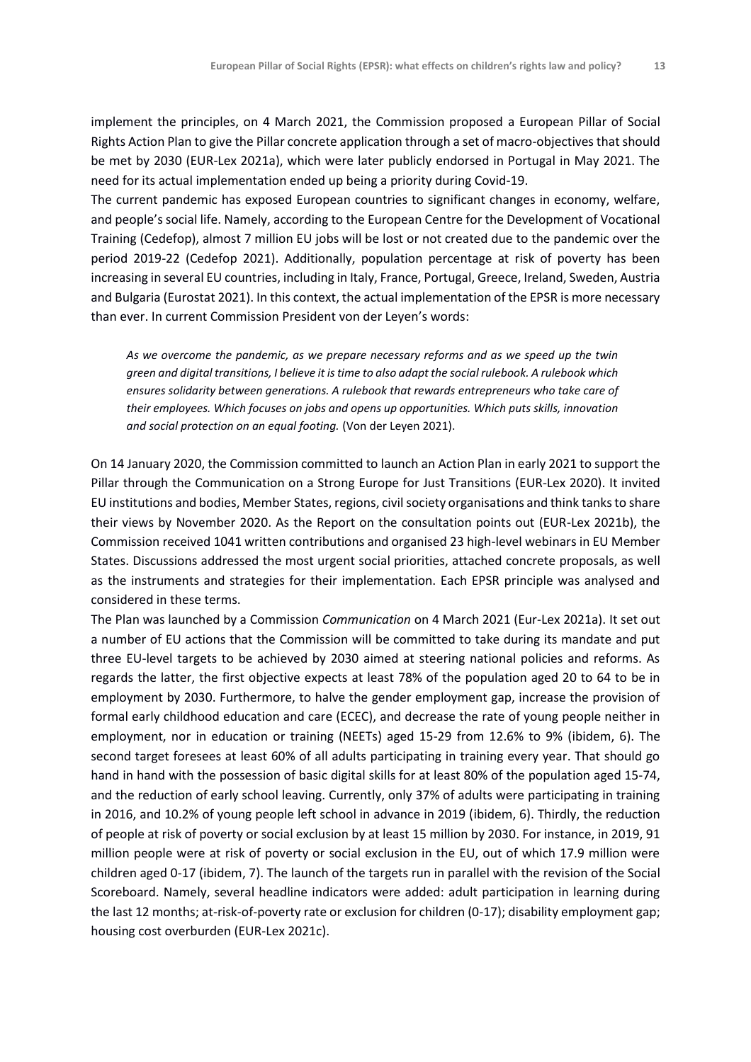implement the principles, on 4 March 2021, the Commission proposed a European Pillar of Social Rights Action Plan to give the Pillar concrete application through a set of macro-objectives that should be met by 2030 (EUR-Lex 2021a), which were later publicly endorsed in Portugal in May 2021. The need for its actual implementation ended up being a priority during Covid-19.

The current pandemic has exposed European countries to significant changes in economy, welfare, and people's social life. Namely, according to the European Centre for the Development of Vocational Training (Cedefop), almost 7 million EU jobs will be lost or not created due to the pandemic over the period 2019-22 (Cedefop 2021). Additionally, population percentage at risk of poverty has been increasing in several EU countries, including in Italy, France, Portugal, Greece, Ireland, Sweden, Austria and Bulgaria (Eurostat 2021). In this context, the actual implementation of the EPSR is more necessary than ever. In current Commission President von der Leyen's words:

> *As we overcome the pandemic, as we prepare necessary reforms and as we speed up the twin green and digital transitions, I believe it is time to also adapt the social rulebook. A rulebook which ensures solidarity between generations. A rulebook that rewards entrepreneurs who take care of their employees. Which focuses on jobs and opens up opportunities. Which puts skills, innovation and social protection on an equal footing.* (Von der Leyen 2021).

On 14 January 2020, the Commission committed to launch an Action Plan in early 2021 to support the Pillar through the Communication on a Strong Europe for Just Transitions (EUR-Lex 2020). It invited EU institutions and bodies, Member States, regions, civil society organisations and think tanks to share their views by November 2020. As the Report on the consultation points out (EUR-Lex 2021b), the Commission received 1041 written contributions and organised 23 high-level webinars in EU Member States. Discussions addressed the most urgent social priorities, attached concrete proposals, as well as the instruments and strategies for their implementation. Each EPSR principle was analysed and considered in these terms.

The Plan was launched by a Commission *Communication* on 4 March 2021 (Eur-Lex 2021a). It set out a number of EU actions that the Commission will be committed to take during its mandate and put three EU-level targets to be achieved by 2030 aimed at steering national policies and reforms. As regards the latter, the first objective expects at least 78% of the population aged 20 to 64 to be in employment by 2030. Furthermore, to halve the gender employment gap, increase the provision of formal early childhood education and care (ECEC), and decrease the rate of young people neither in employment, nor in education or training (NEETs) aged 15-29 from 12.6% to 9% (ibidem, 6). The second target foresees at least 60% of all adults participating in training every year. That should go hand in hand with the possession of basic digital skills for at least 80% of the population aged 15-74, and the reduction of early school leaving. Currently, only 37% of adults were participating in training in 2016, and 10.2% of young people left school in advance in 2019 (ibidem, 6). Thirdly, the reduction of people at risk of poverty or social exclusion by at least 15 million by 2030. For instance, in 2019, 91 million people were at risk of poverty or social exclusion in the EU, out of which 17.9 million were children aged 0-17 (ibidem, 7). The launch of the targets run in parallel with the revision of the Social Scoreboard. Namely, several headline indicators were added: adult participation in learning during the last 12 months; at-risk-of-poverty rate or exclusion for children (0-17); disability employment gap; housing cost overburden (EUR-Lex 2021c).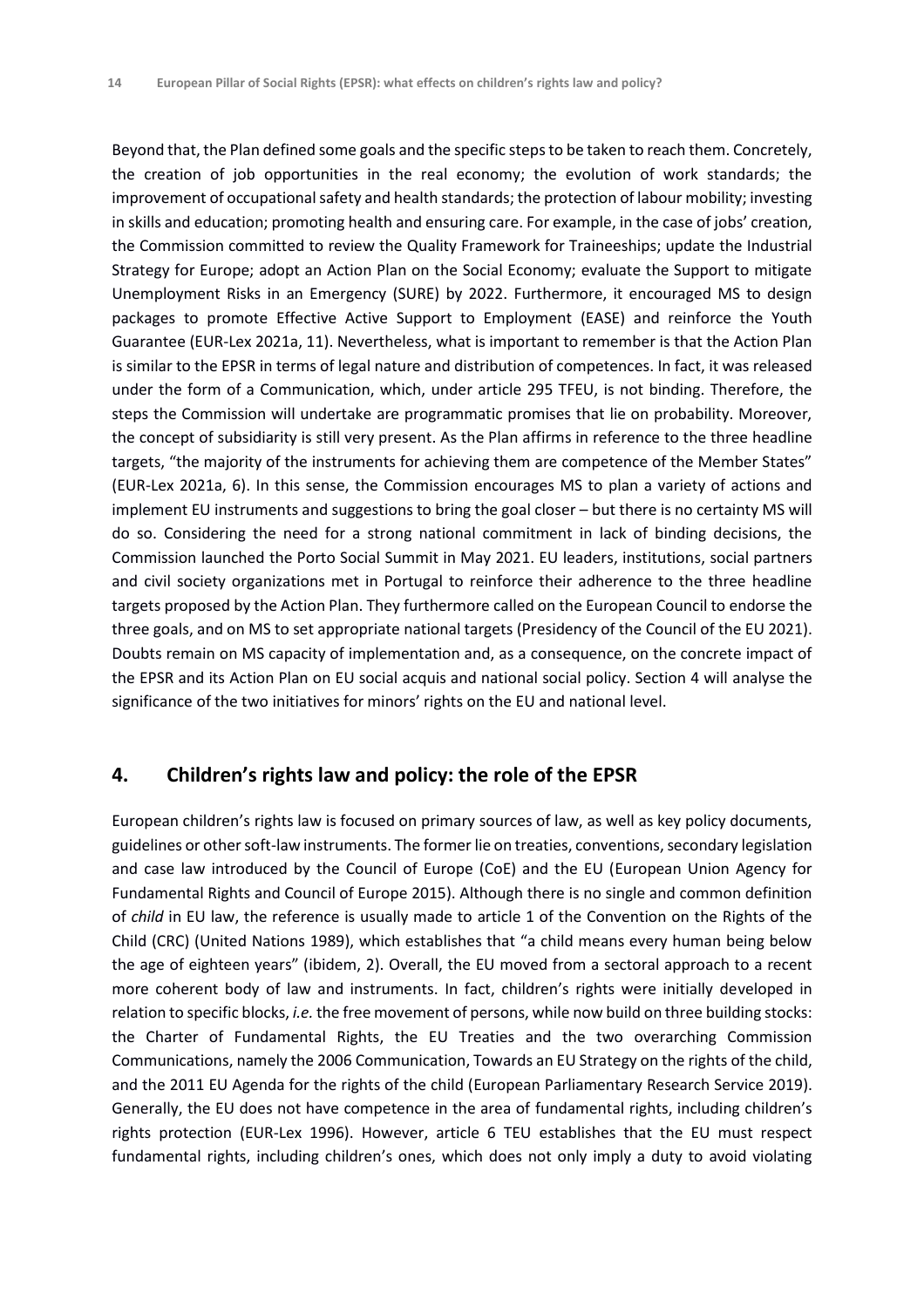Beyond that, the Plan defined some goals and the specific steps to be taken to reach them. Concretely, the creation of job opportunities in the real economy; the evolution of work standards; the improvement of occupational safety and health standards; the protection of labour mobility; investing in skills and education; promoting health and ensuring care. For example, in the case of jobs' creation, the Commission committed to review the Quality Framework for Traineeships; update the Industrial Strategy for Europe; adopt an Action Plan on the Social Economy; evaluate the Support to mitigate Unemployment Risks in an Emergency (SURE) by 2022. Furthermore, it encouraged MS to design packages to promote Effective Active Support to Employment (EASE) and reinforce the Youth Guarantee (EUR-Lex 2021a, 11). Nevertheless, what is important to remember is that the Action Plan is similar to the EPSR in terms of legal nature and distribution of competences. In fact, it was released under the form of a Communication, which, under article 295 TFEU, is not binding. Therefore, the steps the Commission will undertake are programmatic promises that lie on probability. Moreover, the concept of subsidiarity is still very present. As the Plan affirms in reference to the three headline targets, "the majority of the instruments for achieving them are competence of the Member States" (EUR-Lex 2021a, 6). In this sense, the Commission encourages MS to plan a variety of actions and implement EU instruments and suggestions to bring the goal closer – but there is no certainty MS will do so. Considering the need for a strong national commitment in lack of binding decisions, the Commission launched the Porto Social Summit in May 2021. EU leaders, institutions, social partners and civil society organizations met in Portugal to reinforce their adherence to the three headline targets proposed by the Action Plan. They furthermore called on the European Council to endorse the three goals, and on MS to set appropriate national targets (Presidency of the Council of the EU 2021). Doubts remain on MS capacity of implementation and, as a consequence, on the concrete impact of the EPSR and its Action Plan on EU social acquis and national social policy. Section 4 will analyse the significance of the two initiatives for minors' rights on the EU and national level.

## 4. Children's rights law and policy: the role of the EPSR

European children's rights law is focused on primary sources of law, as well as key policy documents, guidelines or other soft-law instruments. The former lie on treaties, conventions, secondary legislation and case law introduced by the Council of Europe (CoE) and the EU (European Union Agency for Fundamental Rights and Council of Europe 2015). Although there is no single and common definition of *child* in EU law, the reference is usually made to article 1 of the Convention on the Rights of the Child (CRC) (United Nations 1989), which establishes that "a child means every human being below the age of eighteen years" (ibidem, 2). Overall, the EU moved from a sectoral approach to a recent more coherent body of law and instruments. In fact, children's rights were initially developed in relation to specific blocks, *i.e.* the free movement of persons, while now build on three building stocks: the Charter of Fundamental Rights, the EU Treaties and the two overarching Commission Communications, namely the 2006 Communication, Towards an EU Strategy on the rights of the child, and the 2011 EU Agenda for the rights of the child (European Parliamentary Research Service 2019). Generally, the EU does not have competence in the area of fundamental rights, including children's rights protection (EUR-Lex 1996). However, article 6 TEU establishes that the EU must respect fundamental rights, including children's ones, which does not only imply a duty to avoid violating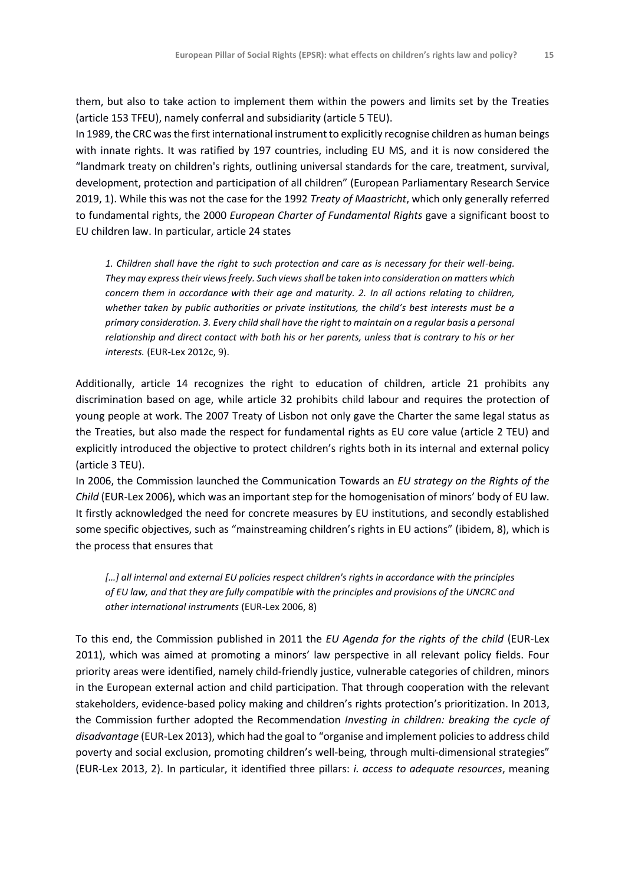them, but also to take action to implement them within the powers and limits set by the Treaties (article 153 TFEU), namely conferral and subsidiarity (article 5 TEU).

In 1989, the CRC was the first international instrument to explicitly recognise children as human beings with innate rights. It was ratified by 197 countries, including EU MS, and it is now considered the "landmark treaty on children's rights, outlining universal standards for the care, treatment, survival, development, protection and participation of all children" (European Parliamentary Research Service 2019, 1). While this was not the case for the 1992 *Treaty of Maastricht*, which only generally referred to fundamental rights, the 2000 *European Charter of Fundamental Rights* gave a significant boost to EU children law. In particular, article 24 states

> *1. Children shall have the right to such protection and care as is necessary for their well-being. They may express their views freely. Such views shall be taken into consideration on matters which concern them in accordance with their age and maturity. 2. In all actions relating to children, whether taken by public authorities or private institutions, the child's best interests must be a primary consideration. 3. Every child shall have the right to maintain on a regular basis a personal relationship and direct contact with both his or her parents, unless that is contrary to his or her interests.* (EUR-Lex 2012c, 9).

Additionally, article 14 recognizes the right to education of children, article 21 prohibits any discrimination based on age, while article 32 prohibits child labour and requires the protection of young people at work. The 2007 Treaty of Lisbon not only gave the Charter the same legal status as the Treaties, but also made the respect for fundamental rights as EU core value (article 2 TEU) and explicitly introduced the objective to protect children's rights both in its internal and external policy (article 3 TEU).

In 2006, the Commission launched the Communication Towards an *EU strategy on the Rights of the Child* (EUR-Lex 2006), which was an important step for the homogenisation of minors' body of EU law. It firstly acknowledged the need for concrete measures by EU institutions, and secondly established some specific objectives, such as "mainstreaming children's rights in EU actions" (ibidem, 8), which is the process that ensures that

> *[…] all internal and external EU policies respect children's rights in accordance with the principles of EU law, and that they are fully compatible with the principles and provisions of the UNCRC and other international instruments* (EUR-Lex 2006, 8)

To this end, the Commission published in 2011 the *EU Agenda for the rights of the child* (EUR-Lex 2011), which was aimed at promoting a minors' law perspective in all relevant policy fields. Four priority areas were identified, namely child-friendly justice, vulnerable categories of children, minors in the European external action and child participation. That through cooperation with the relevant stakeholders, evidence-based policy making and children's rights protection's prioritization. In 2013, the Commission further adopted the Recommendation *Investing in children: breaking the cycle of disadvantage* (EUR-Lex 2013), which had the goal to "organise and implement policies to address child poverty and social exclusion, promoting children's well-being, through multi-dimensional strategies" (EUR-Lex 2013, 2). In particular, it identified three pillars: *i. access to adequate resources*, meaning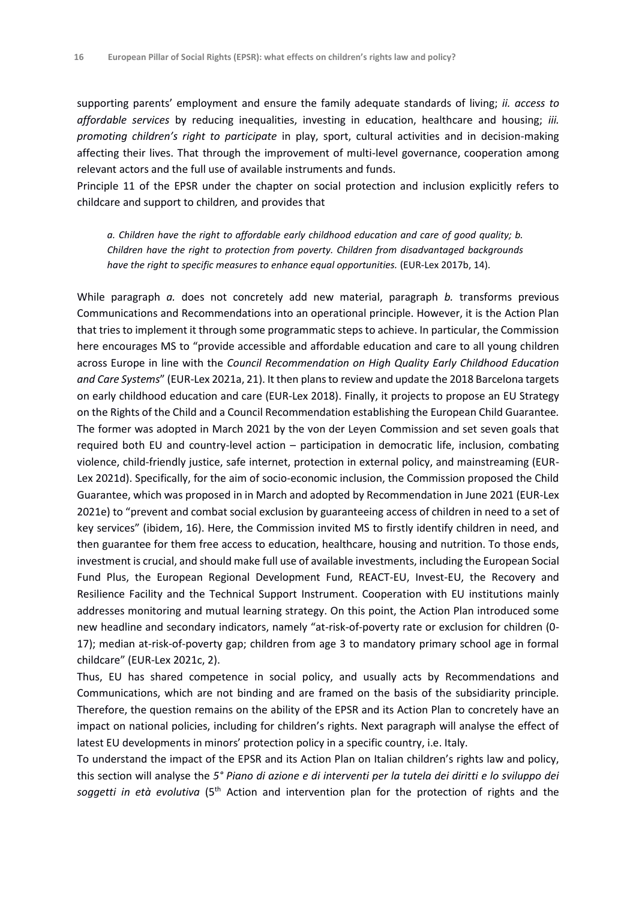supporting parents' employment and ensure the family adequate standards of living; *ii. access to affordable services* by reducing inequalities, investing in education, healthcare and housing; *iii. promoting children's right to participate* in play, sport, cultural activities and in decision-making affecting their lives. That through the improvement of multi-level governance, cooperation among relevant actors and the full use of available instruments and funds.

Principle 11 of the EPSR under the chapter on social protection and inclusion explicitly refers to childcare and support to children*,* and provides that

> *a. Children have the right to affordable early childhood education and care of good quality; b. Children have the right to protection from poverty. Children from disadvantaged backgrounds have the right to specific measures to enhance equal opportunities.* (EUR-Lex 2017b, 14).

While paragraph *a.* does not concretely add new material, paragraph *b.* transforms previous Communications and Recommendations into an operational principle. However, it is the Action Plan that tries to implement it through some programmatic steps to achieve. In particular, the Commission here encourages MS to "provide accessible and affordable education and care to all young children across Europe in line with the *Council Recommendation on High Quality Early Childhood Education and Care Systems*" (EUR-Lex 2021a, 21). It then plans to review and update the 2018 Barcelona targets on early childhood education and care (EUR-Lex 2018). Finally, it projects to propose an EU Strategy on the Rights of the Child and a Council Recommendation establishing the European Child Guarantee. The former was adopted in March 2021 by the von der Leyen Commission and set seven goals that required both EU and country-level action – participation in democratic life, inclusion, combating violence, child-friendly justice, safe internet, protection in external policy, and mainstreaming (EUR-Lex 2021d). Specifically, for the aim of socio-economic inclusion, the Commission proposed the Child Guarantee, which was proposed in in March and adopted by Recommendation in June 2021 (EUR-Lex 2021e) to "prevent and combat social exclusion by guaranteeing access of children in need to a set of key services" (ibidem, 16). Here, the Commission invited MS to firstly identify children in need, and then guarantee for them free access to education, healthcare, housing and nutrition. To those ends, investment is crucial, and should make full use of available investments, including the European Social Fund Plus, the European Regional Development Fund, REACT-EU, Invest-EU, the Recovery and Resilience Facility and the Technical Support Instrument. Cooperation with EU institutions mainly addresses monitoring and mutual learning strategy. On this point, the Action Plan introduced some new headline and secondary indicators, namely "at-risk-of-poverty rate or exclusion for children (0-17); median at-risk-of-poverty gap; children from age 3 to mandatory primary school age in formal childcare" (EUR-Lex 2021c, 2).

Thus, EU has shared competence in social policy, and usually acts by Recommendations and Communications, which are not binding and are framed on the basis of the subsidiarity principle. Therefore, the question remains on the ability of the EPSR and its Action Plan to concretely have an impact on national policies, including for children's rights. Next paragraph will analyse the effect of latest EU developments in minors' protection policy in a specific country, i.e. Italy.

To understand the impact of the EPSR and its Action Plan on Italian children's rights law and policy, this section will analyse the *5° Piano di azione e di interventi per la tutela dei diritti e lo sviluppo dei soggetti in età evolutiva* (5th Action and intervention plan for the protection of rights and the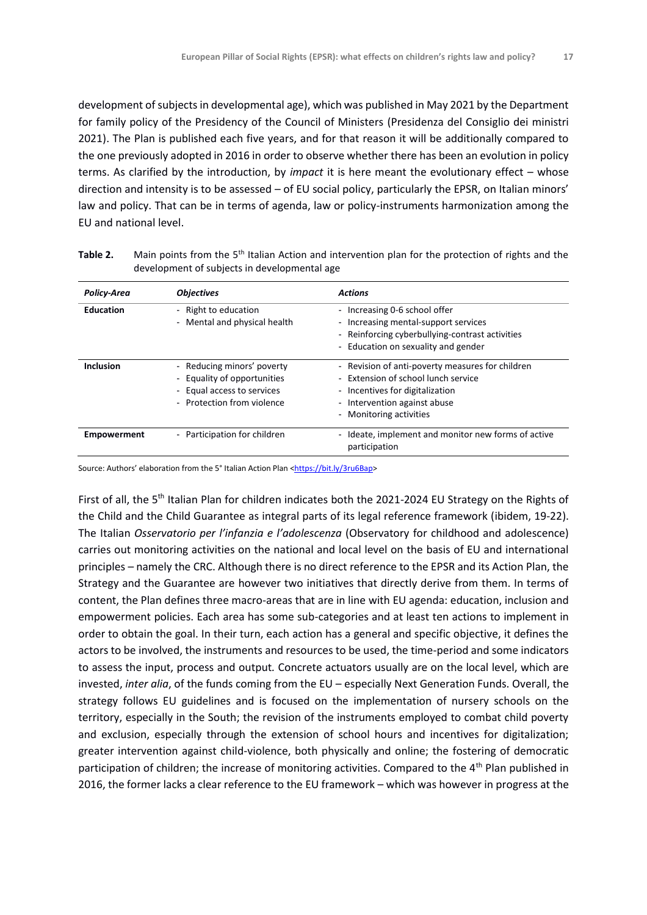development of subjects in developmental age), which was published in May 2021 by the Department for family policy of the Presidency of the Council of Ministers (Presidenza del Consiglio dei ministri 2021). The Plan is published each five years, and for that reason it will be additionally compared to the one previously adopted in 2016 in order to observe whether there has been an evolution in policy terms. As clarified by the introduction, by *impact* it is here meant the evolutionary effect – whose direction and intensity is to be assessed – of EU social policy, particularly the EPSR, on Italian minors' law and policy. That can be in terms of agenda, law or policy-instruments harmonization among the EU and national level.

**Table 2.** Main points from the 5th Italian Action and intervention plan for the protection of rights and the development of subjects in developmental age

| *Policy-Area* | *Objectives* | *Actions* |
|---|---|---|
| **Education** | - Right to education<br>- Mental and physical health | - Increasing 0-6 school offer<br>- Increasing mental-support services<br>- Reinforcing cyberbullying-contrast activities<br>- Education on sexuality and gender |
| **Inclusion** | - Reducing minors' poverty<br>- Equality of opportunities<br>- Equal access to services<br>- Protection from violence | - Revision of anti-poverty measures for children<br>- Extension of school lunch service<br>- Incentives for digitalization<br>- Intervention against abuse<br>- Monitoring activities |
| **Empowerment** | - Participation for children | - Ideate, implement and monitor new forms of active participation |

Source: Authors' elaboration from the 5° Italian Action Plan <https://bit.ly/3ru6Bap>

First of all, the 5th Italian Plan for children indicates both the 2021-2024 EU Strategy on the Rights of the Child and the Child Guarantee as integral parts of its legal reference framework (ibidem, 19-22). The Italian *Osservatorio per l'infanzia e l'adolescenza* (Observatory for childhood and adolescence) carries out monitoring activities on the national and local level on the basis of EU and international principles – namely the CRC. Although there is no direct reference to the EPSR and its Action Plan, the Strategy and the Guarantee are however two initiatives that directly derive from them. In terms of content, the Plan defines three macro-areas that are in line with EU agenda: education, inclusion and empowerment policies. Each area has some sub-categories and at least ten actions to implement in order to obtain the goal. In their turn, each action has a general and specific objective, it defines the actors to be involved, the instruments and resources to be used, the time-period and some indicators to assess the input, process and output. Concrete actuators usually are on the local level, which are invested, *inter alia*, of the funds coming from the EU – especially Next Generation Funds. Overall, the strategy follows EU guidelines and is focused on the implementation of nursery schools on the territory, especially in the South; the revision of the instruments employed to combat child poverty and exclusion, especially through the extension of school hours and incentives for digitalization; greater intervention against child-violence, both physically and online; the fostering of democratic participation of children; the increase of monitoring activities. Compared to the 4th Plan published in 2016, the former lacks a clear reference to the EU framework – which was however in progress at the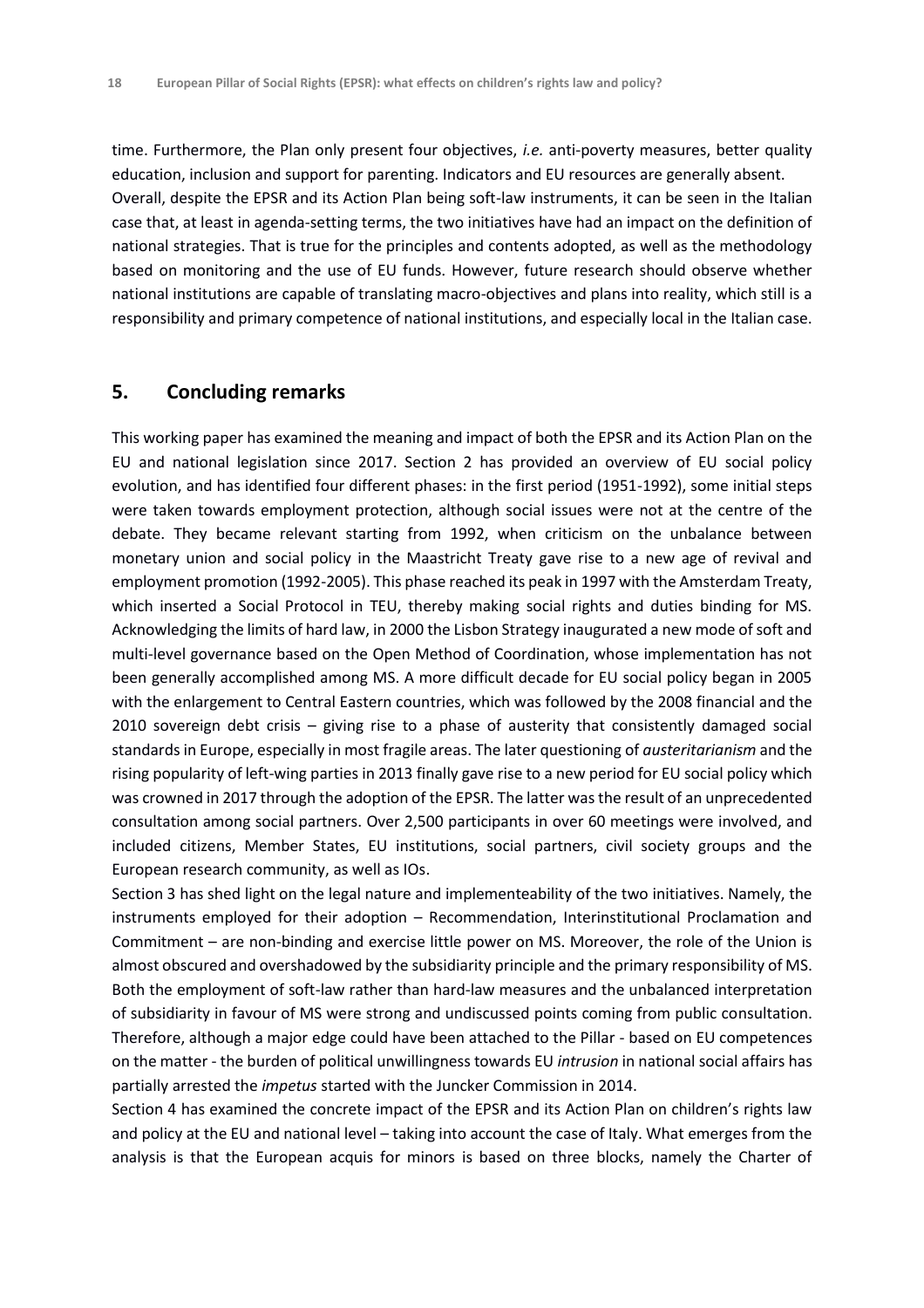time. Furthermore, the Plan only present four objectives, *i.e.* anti-poverty measures, better quality education, inclusion and support for parenting. Indicators and EU resources are generally absent.

Overall, despite the EPSR and its Action Plan being soft-law instruments, it can be seen in the Italian case that, at least in agenda-setting terms, the two initiatives have had an impact on the definition of national strategies. That is true for the principles and contents adopted, as well as the methodology based on monitoring and the use of EU funds. However, future research should observe whether national institutions are capable of translating macro-objectives and plans into reality, which still is a responsibility and primary competence of national institutions, and especially local in the Italian case.

## 5. Concluding remarks

This working paper has examined the meaning and impact of both the EPSR and its Action Plan on the EU and national legislation since 2017. Section 2 has provided an overview of EU social policy evolution, and has identified four different phases: in the first period (1951-1992), some initial steps were taken towards employment protection, although social issues were not at the centre of the debate. They became relevant starting from 1992, when criticism on the unbalance between monetary union and social policy in the Maastricht Treaty gave rise to a new age of revival and employment promotion (1992-2005). This phase reached its peak in 1997 with the Amsterdam Treaty, which inserted a Social Protocol in TEU, thereby making social rights and duties binding for MS. Acknowledging the limits of hard law, in 2000 the Lisbon Strategy inaugurated a new mode of soft and multi-level governance based on the Open Method of Coordination, whose implementation has not been generally accomplished among MS. A more difficult decade for EU social policy began in 2005 with the enlargement to Central Eastern countries, which was followed by the 2008 financial and the 2010 sovereign debt crisis – giving rise to a phase of austerity that consistently damaged social standards in Europe, especially in most fragile areas. The later questioning of *austeritarianism* and the rising popularity of left-wing parties in 2013 finally gave rise to a new period for EU social policy which was crowned in 2017 through the adoption of the EPSR. The latter was the result of an unprecedented consultation among social partners. Over 2,500 participants in over 60 meetings were involved, and included citizens, Member States, EU institutions, social partners, civil society groups and the European research community, as well as IOs.

Section 3 has shed light on the legal nature and implementeability of the two initiatives. Namely, the instruments employed for their adoption – Recommendation, Interinstitutional Proclamation and Commitment – are non-binding and exercise little power on MS. Moreover, the role of the Union is almost obscured and overshadowed by the subsidiarity principle and the primary responsibility of MS. Both the employment of soft-law rather than hard-law measures and the unbalanced interpretation of subsidiarity in favour of MS were strong and undiscussed points coming from public consultation. Therefore, although a major edge could have been attached to the Pillar - based on EU competences on the matter - the burden of political unwillingness towards EU *intrusion* in national social affairs has partially arrested the *impetus* started with the Juncker Commission in 2014.

Section 4 has examined the concrete impact of the EPSR and its Action Plan on children's rights law and policy at the EU and national level – taking into account the case of Italy. What emerges from the analysis is that the European acquis for minors is based on three blocks, namely the Charter of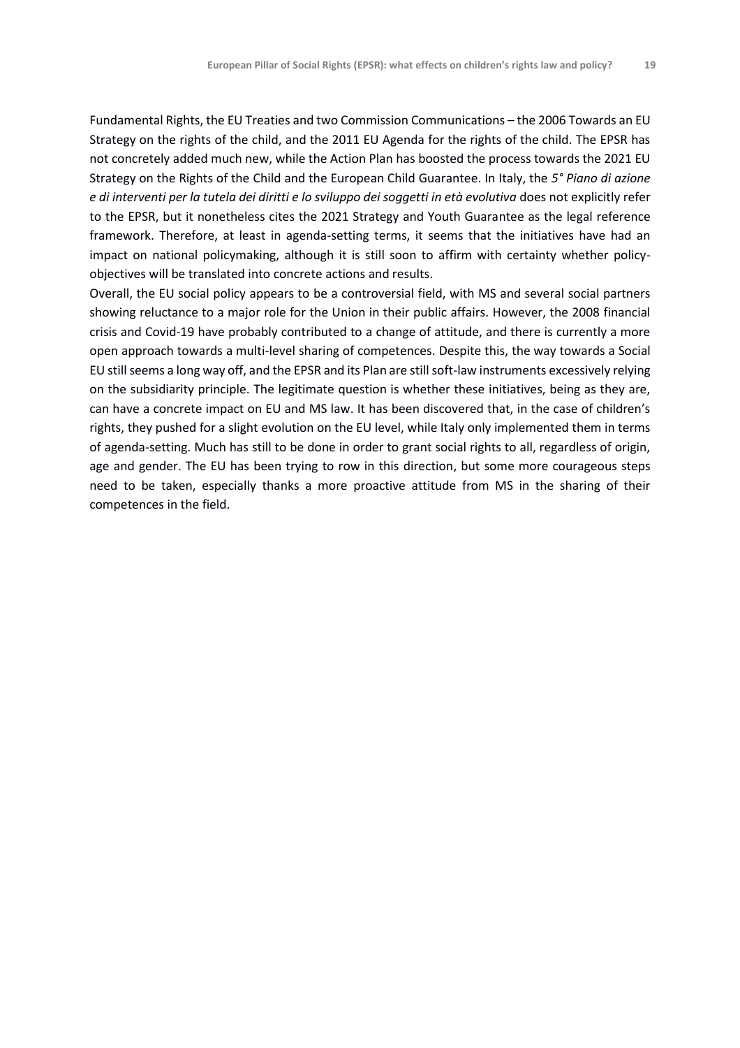Fundamental Rights, the EU Treaties and two Commission Communications – the 2006 Towards an EU Strategy on the rights of the child, and the 2011 EU Agenda for the rights of the child. The EPSR has not concretely added much new, while the Action Plan has boosted the process towards the 2021 EU Strategy on the Rights of the Child and the European Child Guarantee. In Italy, the *5° Piano di azione e di interventi per la tutela dei diritti e lo sviluppo dei soggetti in età evolutiva* does not explicitly refer to the EPSR, but it nonetheless cites the 2021 Strategy and Youth Guarantee as the legal reference framework. Therefore, at least in agenda-setting terms, it seems that the initiatives have had an impact on national policymaking, although it is still soon to affirm with certainty whether policy-objectives will be translated into concrete actions and results.

Overall, the EU social policy appears to be a controversial field, with MS and several social partners showing reluctance to a major role for the Union in their public affairs. However, the 2008 financial crisis and Covid-19 have probably contributed to a change of attitude, and there is currently a more open approach towards a multi-level sharing of competences. Despite this, the way towards a Social EU still seems a long way off, and the EPSR and its Plan are still soft-law instruments excessively relying on the subsidiarity principle. The legitimate question is whether these initiatives, being as they are, can have a concrete impact on EU and MS law. It has been discovered that, in the case of children's rights, they pushed for a slight evolution on the EU level, while Italy only implemented them in terms of agenda-setting. Much has still to be done in order to grant social rights to all, regardless of origin, age and gender. The EU has been trying to row in this direction, but some more courageous steps need to be taken, especially thanks a more proactive attitude from MS in the sharing of their competences in the field.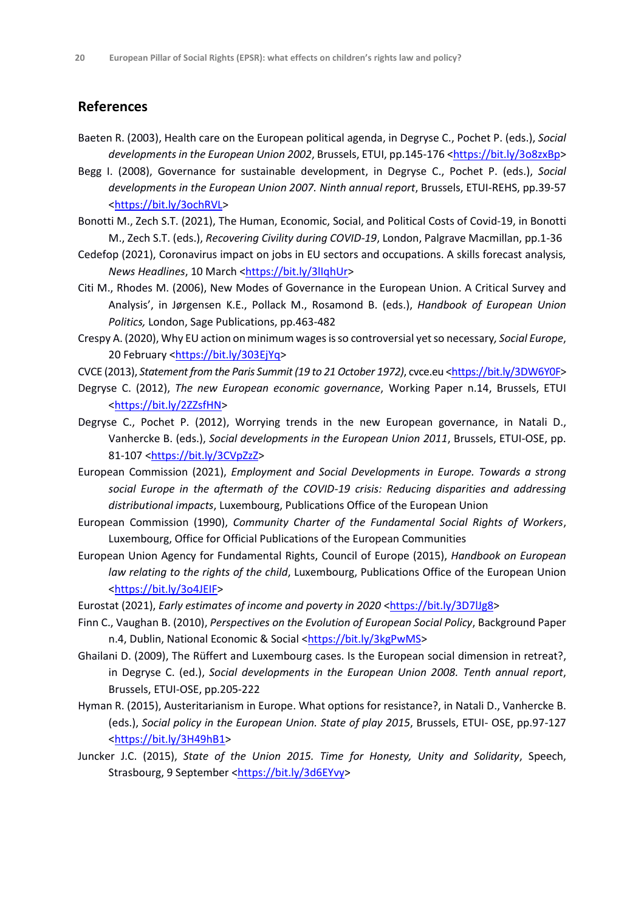## References

Baeten R. (2003), Health care on the European political agenda, in Degryse C., Pochet P. (eds.), *Social developments in the European Union 2002*, Brussels, ETUI, pp.145-176 <https://bit.ly/3o8zxBp>

Begg I. (2008), Governance for sustainable development, in Degryse C., Pochet P. (eds.), *Social developments in the European Union 2007. Ninth annual report*, Brussels, ETUI-REHS, pp.39-57 <https://bit.ly/3ochRVL>

Bonotti M., Zech S.T. (2021), The Human, Economic, Social, and Political Costs of Covid-19, in Bonotti M., Zech S.T. (eds.), *Recovering Civility during COVID-19*, London, Palgrave Macmillan, pp.1-36

Cedefop (2021), Coronavirus impact on jobs in EU sectors and occupations. A skills forecast analysis, *News Headlines*, 10 March <https://bit.ly/3lIqhUr>

Citi M., Rhodes M. (2006), New Modes of Governance in the European Union. A Critical Survey and Analysis', in Jørgensen K.E., Pollack M., Rosamond B. (eds.), *Handbook of European Union Politics,* London, Sage Publications, pp.463-482

Crespy A. (2020), Why EU action on minimum wages is so controversial yet so necessary, *Social Europe*, 20 February <https://bit.ly/303EjYq>

CVCE (2013), *Statement from the Paris Summit (19 to 21 October 1972)*, cvce.eu <https://bit.ly/3DW6Y0F>

Degryse C. (2012), *The new European economic governance*, Working Paper n.14, Brussels, ETUI <https://bit.ly/2ZZsfHN>

Degryse C., Pochet P. (2012), Worrying trends in the new European governance, in Natali D., Vanhercke B. (eds.), *Social developments in the European Union 2011*, Brussels, ETUI-OSE, pp. 81-107 <https://bit.ly/3CVpZzZ>

European Commission (2021), *Employment and Social Developments in Europe. Towards a strong social Europe in the aftermath of the COVID-19 crisis: Reducing disparities and addressing distributional impacts*, Luxembourg, Publications Office of the European Union

European Commission (1990), *Community Charter of the Fundamental Social Rights of Workers*, Luxembourg, Office for Official Publications of the European Communities

European Union Agency for Fundamental Rights, Council of Europe (2015), *Handbook on European law relating to the rights of the child*, Luxembourg, Publications Office of the European Union <https://bit.ly/3o4JEIF>

Eurostat (2021), *Early estimates of income and poverty in 2020* <https://bit.ly/3D7lJg8>

Finn C., Vaughan B. (2010), *Perspectives on the Evolution of European Social Policy*, Background Paper n.4, Dublin, National Economic & Social <https://bit.ly/3kgPwMS>

Ghailani D. (2009), The Rüffert and Luxembourg cases. Is the European social dimension in retreat?, in Degryse C. (ed.), *Social developments in the European Union 2008. Tenth annual report*, Brussels, ETUI-OSE, pp.205-222

Hyman R. (2015), Austeritarianism in Europe. What options for resistance?, in Natali D., Vanhercke B. (eds.), *Social policy in the European Union. State of play 2015*, Brussels, ETUI- OSE, pp.97-127 <https://bit.ly/3H49hB1>

Juncker J.C. (2015), *State of the Union 2015. Time for Honesty, Unity and Solidarity*, Speech, Strasbourg, 9 September <https://bit.ly/3d6EYvy>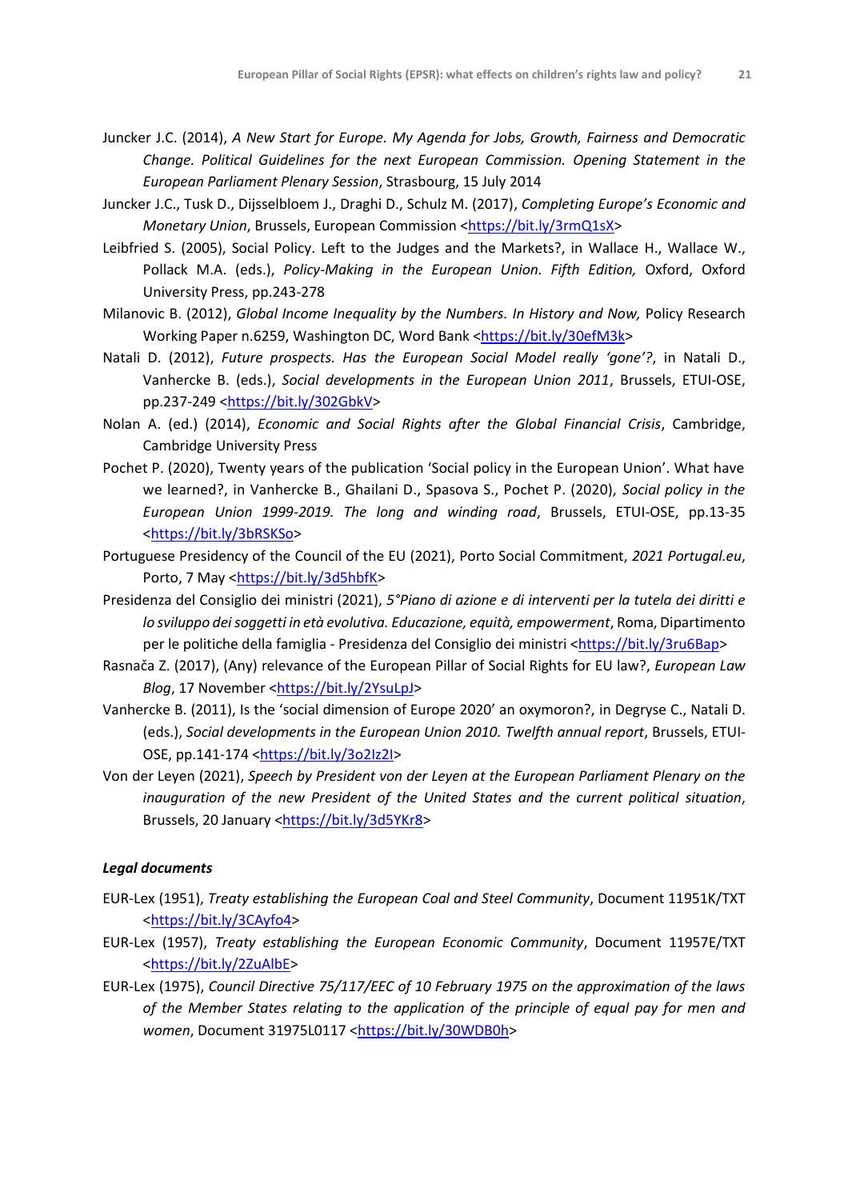Juncker J.C. (2014), *A New Start for Europe. My Agenda for Jobs, Growth, Fairness and Democratic Change. Political Guidelines for the next European Commission. Opening Statement in the European Parliament Plenary Session*, Strasbourg, 15 July 2014

Juncker J.C., Tusk D., Dijsselbloem J., Draghi D., Schulz M. (2017), *Completing Europe's Economic and Monetary Union*, Brussels, European Commission <https://bit.ly/3rmQ1sX>

Leibfried S. (2005), Social Policy. Left to the Judges and the Markets?, in Wallace H., Wallace W., Pollack M.A. (eds.), *Policy-Making in the European Union. Fifth Edition,* Oxford, Oxford University Press, pp.243-278

Milanovic B. (2012), *Global Income Inequality by the Numbers. In History and Now,* Policy Research Working Paper n.6259, Washington DC, Word Bank <https://bit.ly/30efM3k>

Natali D. (2012), *Future prospects. Has the European Social Model really 'gone'?*, in Natali D., Vanhercke B. (eds.), *Social developments in the European Union 2011*, Brussels, ETUI-OSE, pp.237-249 <https://bit.ly/302GbkV>

Nolan A. (ed.) (2014), *Economic and Social Rights after the Global Financial Crisis*, Cambridge, Cambridge University Press

Pochet P. (2020), Twenty years of the publication 'Social policy in the European Union'. What have we learned?, in Vanhercke B., Ghailani D., Spasova S., Pochet P. (2020), *Social policy in the European Union 1999-2019. The long and winding road*, Brussels, ETUI-OSE, pp.13-35 <https://bit.ly/3bRSKSo>

Portuguese Presidency of the Council of the EU (2021), Porto Social Commitment, *2021 Portugal.eu*, Porto, 7 May <https://bit.ly/3d5hbfK>

Presidenza del Consiglio dei ministri (2021), *5°Piano di azione e di interventi per la tutela dei diritti e lo sviluppo dei soggetti in età evolutiva. Educazione, equità, empowerment*, Roma, Dipartimento per le politiche della famiglia - Presidenza del Consiglio dei ministri <https://bit.ly/3ru6Bap>

Rasnača Z. (2017), (Any) relevance of the European Pillar of Social Rights for EU law?, *European Law Blog*, 17 November <https://bit.ly/2YsuLpJ>

Vanhercke B. (2011), Is the 'social dimension of Europe 2020' an oxymoron?, in Degryse C., Natali D. (eds.), *Social developments in the European Union 2010. Twelfth annual report*, Brussels, ETUI-OSE, pp.141-174 <https://bit.ly/3o2Iz2I>

Von der Leyen (2021), *Speech by President von der Leyen at the European Parliament Plenary on the inauguration of the new President of the United States and the current political situation*, Brussels, 20 January <https://bit.ly/3d5YKr8>

### *Legal documents*

EUR-Lex (1951), *Treaty establishing the European Coal and Steel Community*, Document 11951K/TXT <https://bit.ly/3CAyfo4>

EUR-Lex (1957), *Treaty establishing the European Economic Community*, Document 11957E/TXT <https://bit.ly/2ZuAlbE>

EUR-Lex (1975), *Council Directive 75/117/EEC of 10 February 1975 on the approximation of the laws of the Member States relating to the application of the principle of equal pay for men and women*, Document 31975L0117 <https://bit.ly/30WDB0h>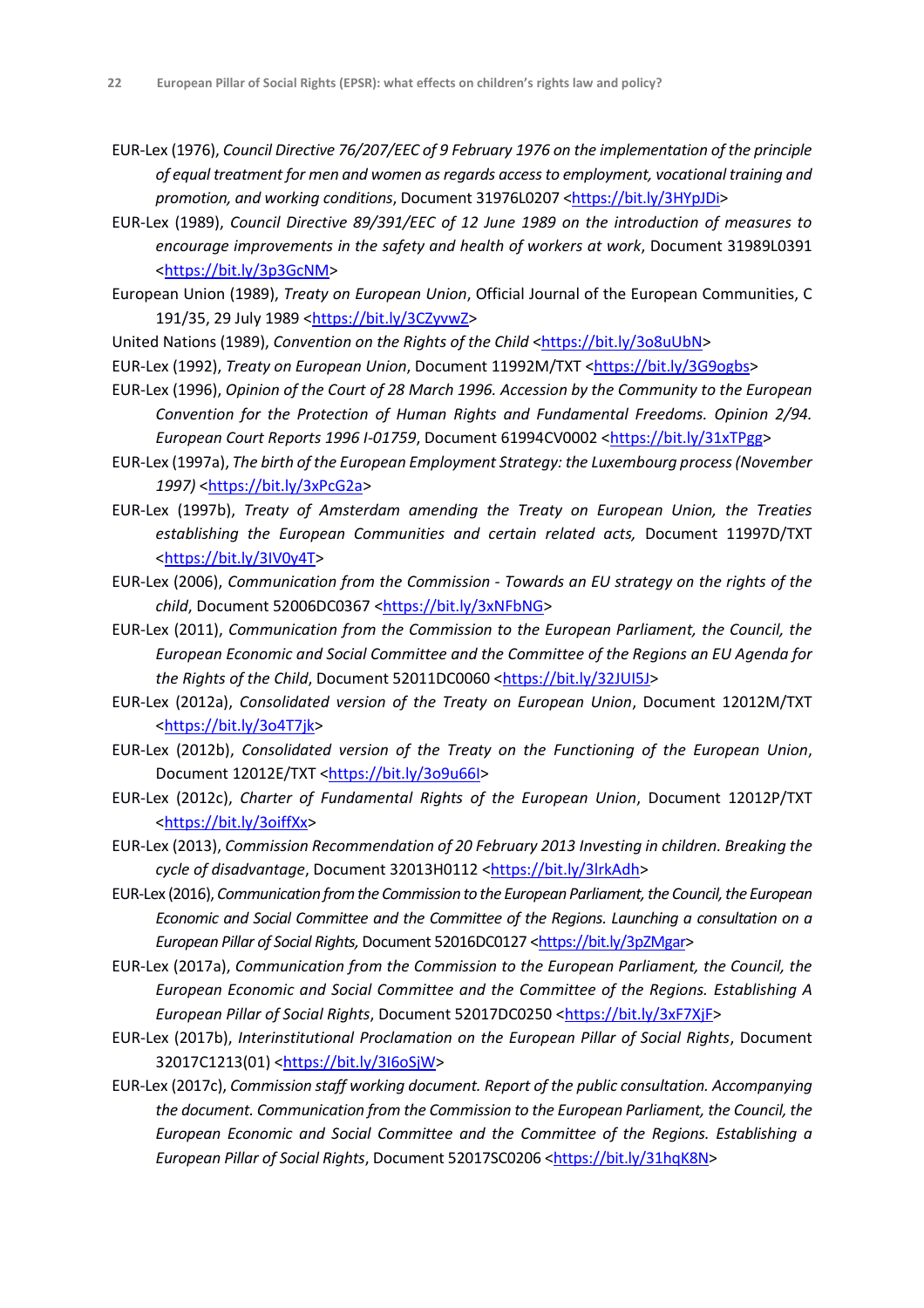EUR-Lex (1976), *Council Directive 76/207/EEC of 9 February 1976 on the implementation of the principle of equal treatment for men and women as regards access to employment, vocational training and promotion, and working conditions*, Document 31976L0207 <https://bit.ly/3HYpJDi>

EUR-Lex (1989), *Council Directive 89/391/EEC of 12 June 1989 on the introduction of measures to encourage improvements in the safety and health of workers at work*, Document 31989L0391 <https://bit.ly/3p3GcNM>

European Union (1989), *Treaty on European Union*, Official Journal of the European Communities, C 191/35, 29 July 1989 <https://bit.ly/3CZyvwZ>

United Nations (1989), *Convention on the Rights of the Child* <https://bit.ly/3o8uUbN>

EUR-Lex (1992), *Treaty on European Union*, Document 11992M/TXT <https://bit.ly/3G9ogbs>

EUR-Lex (1996), *Opinion of the Court of 28 March 1996. Accession by the Community to the European Convention for the Protection of Human Rights and Fundamental Freedoms. Opinion 2/94. European Court Reports 1996 I-01759*, Document 61994CV0002 <https://bit.ly/31xTPgg>

EUR-Lex (1997a), *The birth of the European Employment Strategy: the Luxembourg process (November 1997)* <https://bit.ly/3xPcG2a>

EUR-Lex (1997b), *Treaty of Amsterdam amending the Treaty on European Union, the Treaties establishing the European Communities and certain related acts,* Document 11997D/TXT <https://bit.ly/3IV0y4T>

EUR-Lex (2006), *Communication from the Commission - Towards an EU strategy on the rights of the child*, Document 52006DC0367 <https://bit.ly/3xNFbNG>

EUR-Lex (2011), *Communication from the Commission to the European Parliament, the Council, the European Economic and Social Committee and the Committee of the Regions an EU Agenda for the Rights of the Child*, Document 52011DC0060 <https://bit.ly/32JUI5J>

EUR-Lex (2012a), *Consolidated version of the Treaty on European Union*, Document 12012M/TXT <https://bit.ly/3o4T7jk>

EUR-Lex (2012b), *Consolidated version of the Treaty on the Functioning of the European Union*, Document 12012E/TXT <https://bit.ly/3o9u66I>

EUR-Lex (2012c), *Charter of Fundamental Rights of the European Union*, Document 12012P/TXT <https://bit.ly/3oiffXx>

EUR-Lex (2013), *Commission Recommendation of 20 February 2013 Investing in children. Breaking the cycle of disadvantage*, Document 32013H0112 <https://bit.ly/3IrkAdh>

EUR-Lex (2016), *Communication from the Commission to the European Parliament, the Council, the European Economic and Social Committee and the Committee of the Regions. Launching a consultation on a European Pillar of Social Rights,* Document 52016DC0127 <https://bit.ly/3pZMgar>

EUR-Lex (2017a), *Communication from the Commission to the European Parliament, the Council, the European Economic and Social Committee and the Committee of the Regions. Establishing A European Pillar of Social Rights*, Document 52017DC0250 <https://bit.ly/3xF7XjF>

EUR-Lex (2017b), *Interinstitutional Proclamation on the European Pillar of Social Rights*, Document 32017C1213(01) <https://bit.ly/3I6oSjW>

EUR-Lex (2017c), *Commission staff working document. Report of the public consultation. Accompanying the document. Communication from the Commission to the European Parliament, the Council, the European Economic and Social Committee and the Committee of the Regions. Establishing a European Pillar of Social Rights*, Document 52017SC0206 <https://bit.ly/31hqK8N>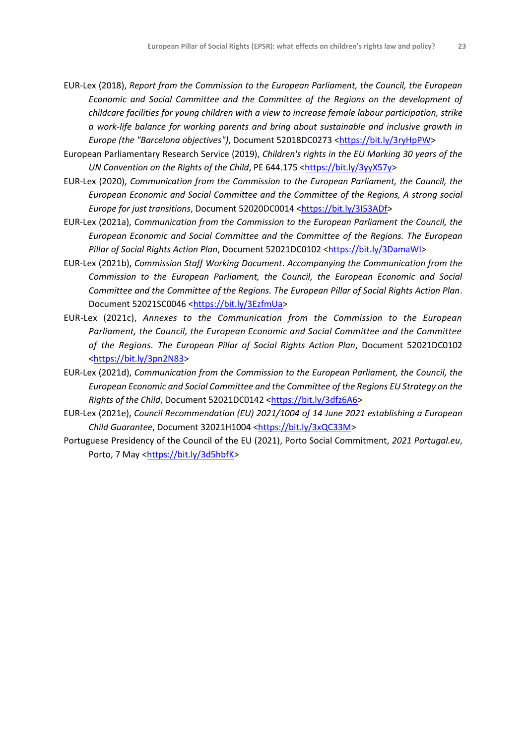EUR-Lex (2018), *Report from the Commission to the European Parliament, the Council, the European Economic and Social Committee and the Committee of the Regions on the development of childcare facilities for young children with a view to increase female labour participation, strike a work-life balance for working parents and bring about sustainable and inclusive growth in Europe (the "Barcelona objectives")*, Document 52018DC0273 <https://bit.ly/3ryHpPW>

European Parliamentary Research Service (2019), *Children's rights in the EU Marking 30 years of the UN Convention on the Rights of the Child*, PE 644.175 <https://bit.ly/3yyX57y>

EUR-Lex (2020), *Communication from the Commission to the European Parliament, the Council, the European Economic and Social Committee and the Committee of the Regions, A strong social Europe for just transitions*, Document 52020DC0014 <https://bit.ly/3I53ADf>

EUR-Lex (2021a), *Communication from the Commission to the European Parliament the Council, the European Economic and Social Committee and the Committee of the Regions. The European Pillar of Social Rights Action Plan*, Document 52021DC0102 <https://bit.ly/3DamaWI>

EUR-Lex (2021b), *Commission Staff Working Document*. *Accompanying the Communication from the Commission to the European Parliament, the Council, the European Economic and Social Committee and the Committee of the Regions. The European Pillar of Social Rights Action Plan*. Document 52021SC0046 <https://bit.ly/3EzfmUa>

EUR-Lex (2021c), *Annexes to the Communication from the Commission to the European Parliament, the Council, the European Economic and Social Committee and the Committee of the Regions. The European Pillar of Social Rights Action Plan*, Document 52021DC0102 <https://bit.ly/3pn2N83>

EUR-Lex (2021d), *Communication from the Commission to the European Parliament, the Council, the European Economic and Social Committee and the Committee of the Regions EU Strategy on the Rights of the Child*, Document 52021DC0142 <https://bit.ly/3dfz6A6>

EUR-Lex (2021e), *Council Recommendation (EU) 2021/1004 of 14 June 2021 establishing a European Child Guarantee*, Document 32021H1004 <https://bit.ly/3xQC33M>

Portuguese Presidency of the Council of the EU (2021), Porto Social Commitment, *2021 Portugal.eu*, Porto, 7 May <https://bit.ly/3d5hbfK>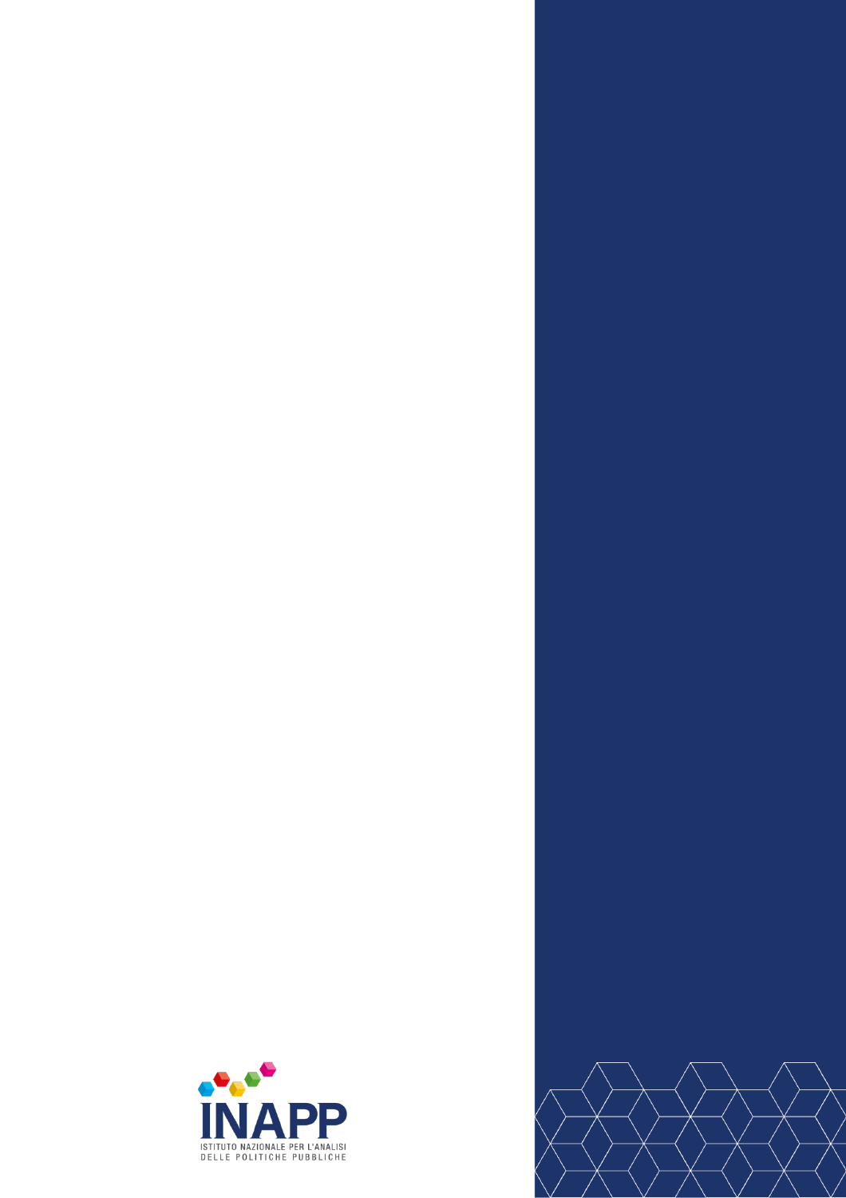INAPP

ISTITUTO NAZIONALE PER L'ANALISI DELLE POLITICHE PUBBLICHE